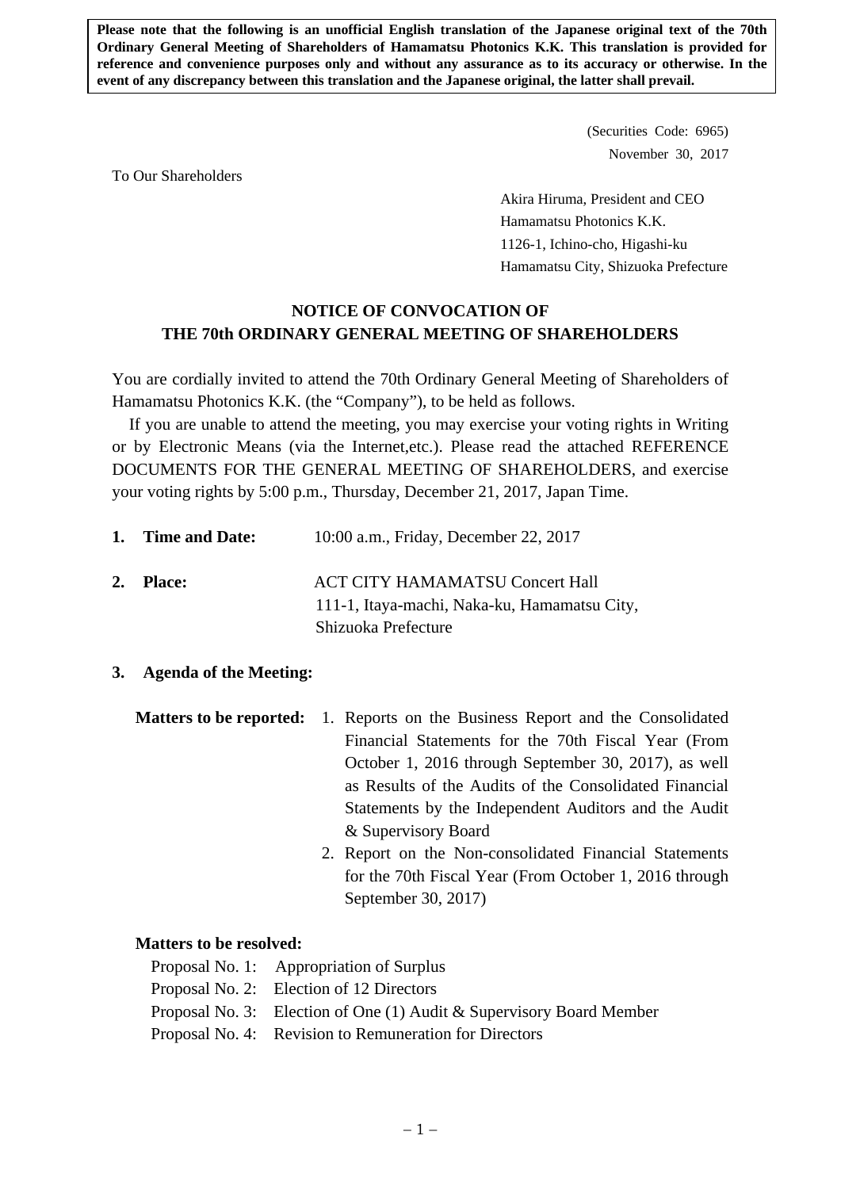**Please note that the following is an unofficial English translation of the Japanese original text of the 70th Ordinary General Meeting of Shareholders of Hamamatsu Photonics K.K. This translation is provided for reference and convenience purposes only and without any assurance as to its accuracy or otherwise. In the event of any discrepancy between this translation and the Japanese original, the latter shall prevail.**

(Securities Code: 6965)
November 30, 2017

To Our Shareholders

Akira Hiruma, President and CEO
Hamamatsu Photonics K.K.
1126-1, Ichino-cho, Higashi-ku
Hamamatsu City, Shizuoka Prefecture

# NOTICE OF CONVOCATION OF THE 70th ORDINARY GENERAL MEETING OF SHAREHOLDERS

You are cordially invited to attend the 70th Ordinary General Meeting of Shareholders of Hamamatsu Photonics K.K. (the "Company"), to be held as follows.

If you are unable to attend the meeting, you may exercise your voting rights in Writing or by Electronic Means (via the Internet,etc.). Please read the attached REFERENCE DOCUMENTS FOR THE GENERAL MEETING OF SHAREHOLDERS, and exercise your voting rights by 5:00 p.m., Thursday, December 21, 2017, Japan Time.

**1. Time and Date:** 10:00 a.m., Friday, December 22, 2017

**2. Place:** ACT CITY HAMAMATSU Concert Hall
111-1, Itaya-machi, Naka-ku, Hamamatsu City, Shizuoka Prefecture

**3. Agenda of the Meeting:**

**Matters to be reported:**

1. Reports on the Business Report and the Consolidated Financial Statements for the 70th Fiscal Year (From October 1, 2016 through September 30, 2017), as well as Results of the Audits of the Consolidated Financial Statements by the Independent Auditors and the Audit & Supervisory Board
2. Report on the Non-consolidated Financial Statements for the 70th Fiscal Year (From October 1, 2016 through September 30, 2017)

**Matters to be resolved:**

Proposal No. 1: Appropriation of Surplus
Proposal No. 2: Election of 12 Directors
Proposal No. 3: Election of One (1) Audit & Supervisory Board Member
Proposal No. 4: Revision to Remuneration for Directors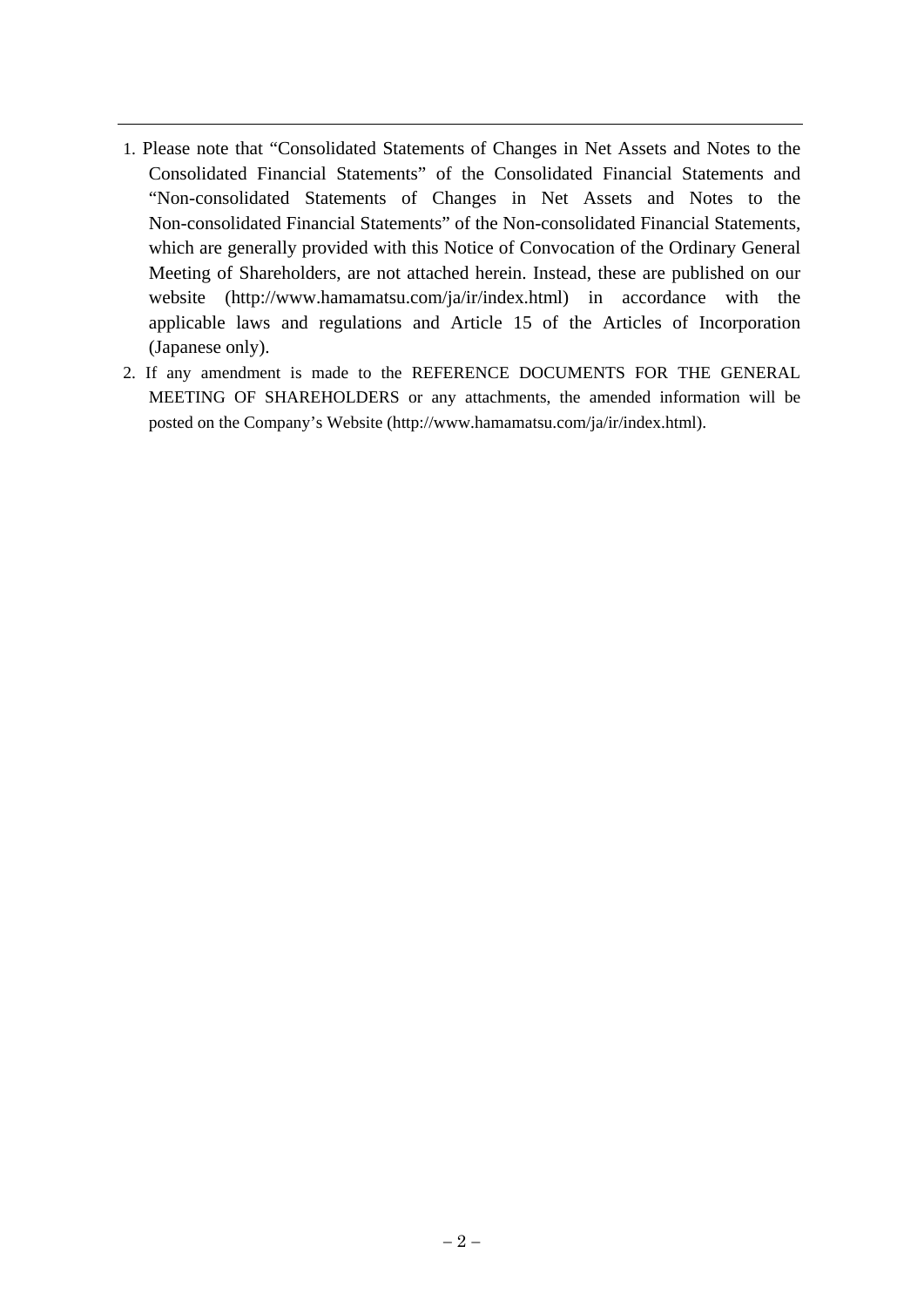---

1. Please note that "Consolidated Statements of Changes in Net Assets and Notes to the Consolidated Financial Statements" of the Consolidated Financial Statements and "Non-consolidated Statements of Changes in Net Assets and Notes to the Non-consolidated Financial Statements" of the Non-consolidated Financial Statements, which are generally provided with this Notice of Convocation of the Ordinary General Meeting of Shareholders, are not attached herein. Instead, these are published on our website (http://www.hamamatsu.com/ja/ir/index.html) in accordance with the applicable laws and regulations and Article 15 of the Articles of Incorporation (Japanese only).
2. If any amendment is made to the REFERENCE DOCUMENTS FOR THE GENERAL MEETING OF SHAREHOLDERS or any attachments, the amended information will be posted on the Company's Website (http://www.hamamatsu.com/ja/ir/index.html).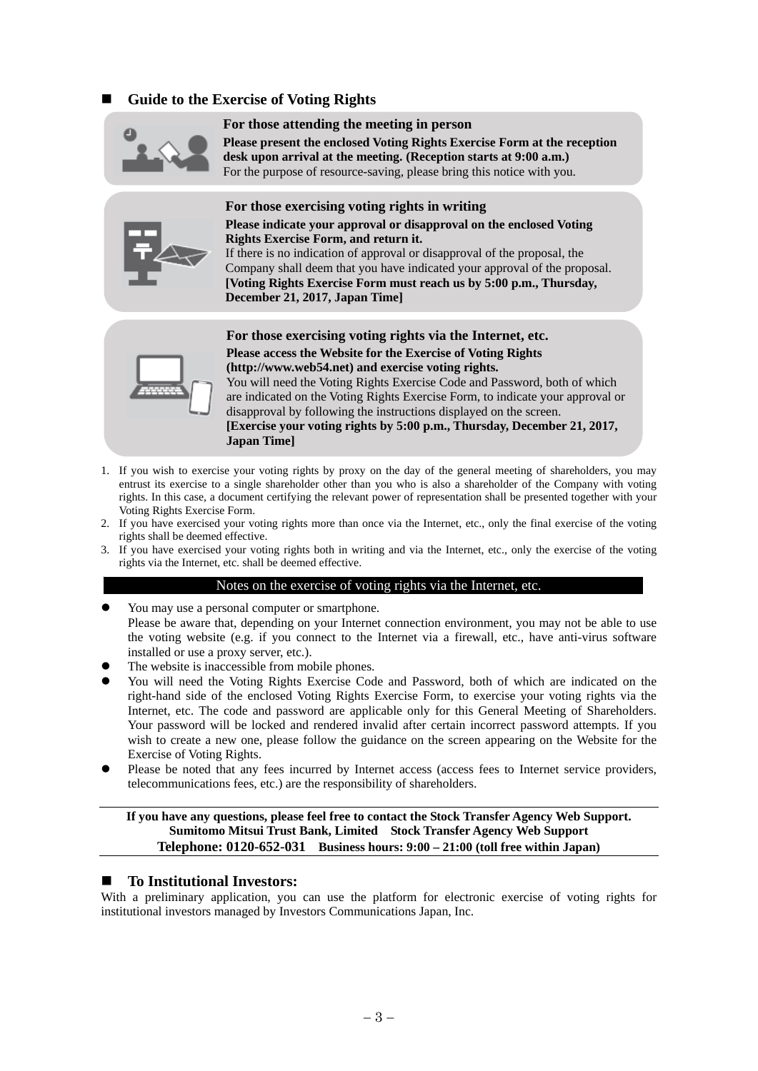## ■ Guide to the Exercise of Voting Rights

### For those attending the meeting in person

**Please present the enclosed Voting Rights Exercise Form at the reception desk upon arrival at the meeting. (Reception starts at 9:00 a.m.)**
For the purpose of resource-saving, please bring this notice with you.

### For those exercising voting rights in writing

**Please indicate your approval or disapproval on the enclosed Voting Rights Exercise Form, and return it.**
If there is no indication of approval or disapproval of the proposal, the Company shall deem that you have indicated your approval of the proposal.
**[Voting Rights Exercise Form must reach us by 5:00 p.m., Thursday, December 21, 2017, Japan Time]**

### For those exercising voting rights via the Internet, etc.

**Please access the Website for the Exercise of Voting Rights (http://www.web54.net) and exercise voting rights.**
You will need the Voting Rights Exercise Code and Password, both of which are indicated on the Voting Rights Exercise Form, to indicate your approval or disapproval by following the instructions displayed on the screen.
**[Exercise your voting rights by 5:00 p.m., Thursday, December 21, 2017, Japan Time]**

1. If you wish to exercise your voting rights by proxy on the day of the general meeting of shareholders, you may entrust its exercise to a single shareholder other than you who is also a shareholder of the Company with voting rights. In this case, a document certifying the relevant power of representation shall be presented together with your Voting Rights Exercise Form.
2. If you have exercised your voting rights more than once via the Internet, etc., only the final exercise of the voting rights shall be deemed effective.
3. If you have exercised your voting rights both in writing and via the Internet, etc., only the exercise of the voting rights via the Internet, etc. shall be deemed effective.

**Notes on the exercise of voting rights via the Internet, etc.**

- You may use a personal computer or smartphone.
  Please be aware that, depending on your Internet connection environment, you may not be able to use the voting website (e.g. if you connect to the Internet via a firewall, etc., have anti-virus software installed or use a proxy server, etc.).
- The website is inaccessible from mobile phones.
- You will need the Voting Rights Exercise Code and Password, both of which are indicated on the right-hand side of the enclosed Voting Rights Exercise Form, to exercise your voting rights via the Internet, etc. The code and password are applicable only for this General Meeting of Shareholders. Your password will be locked and rendered invalid after certain incorrect password attempts. If you wish to create a new one, please follow the guidance on the screen appearing on the Website for the Exercise of Voting Rights.
- Please be noted that any fees incurred by Internet access (access fees to Internet service providers, telecommunications fees, etc.) are the responsibility of shareholders.

**If you have any questions, please feel free to contact the Stock Transfer Agency Web Support.**
**Sumitomo Mitsui Trust Bank, Limited Stock Transfer Agency Web Support**
**Telephone: 0120-652-031 Business hours: 9:00 – 21:00 (toll free within Japan)**

## ■ To Institutional Investors:

With a preliminary application, you can use the platform for electronic exercise of voting rights for institutional investors managed by Investors Communications Japan, Inc.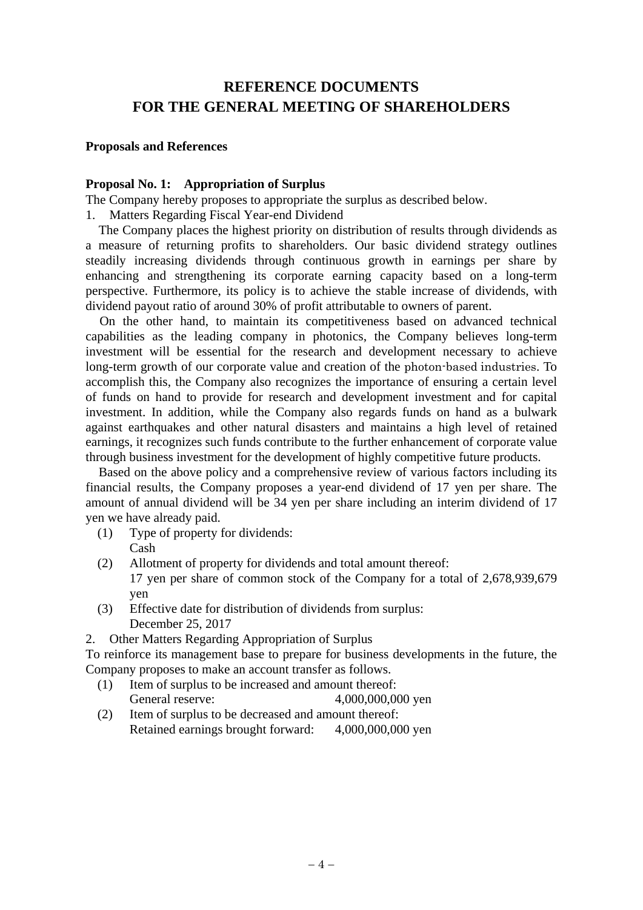# REFERENCE DOCUMENTS
# FOR THE GENERAL MEETING OF SHAREHOLDERS

**Proposals and References**

**Proposal No. 1: Appropriation of Surplus**

The Company hereby proposes to appropriate the surplus as described below.

1. Matters Regarding Fiscal Year-end Dividend

The Company places the highest priority on distribution of results through dividends as a measure of returning profits to shareholders. Our basic dividend strategy outlines steadily increasing dividends through continuous growth in earnings per share by enhancing and strengthening its corporate earning capacity based on a long-term perspective. Furthermore, its policy is to achieve the stable increase of dividends, with dividend payout ratio of around 30% of profit attributable to owners of parent.

On the other hand, to maintain its competitiveness based on advanced technical capabilities as the leading company in photonics, the Company believes long-term investment will be essential for the research and development necessary to achieve long-term growth of our corporate value and creation of the photon-based industries. To accomplish this, the Company also recognizes the importance of ensuring a certain level of funds on hand to provide for research and development investment and for capital investment. In addition, while the Company also regards funds on hand as a bulwark against earthquakes and other natural disasters and maintains a high level of retained earnings, it recognizes such funds contribute to the further enhancement of corporate value through business investment for the development of highly competitive future products.

Based on the above policy and a comprehensive review of various factors including its financial results, the Company proposes a year-end dividend of 17 yen per share. The amount of annual dividend will be 34 yen per share including an interim dividend of 17 yen we have already paid.

(1) Type of property for dividends:
Cash

(2) Allotment of property for dividends and total amount thereof:
17 yen per share of common stock of the Company for a total of 2,678,939,679 yen

(3) Effective date for distribution of dividends from surplus:
December 25, 2017

2. Other Matters Regarding Appropriation of Surplus

To reinforce its management base to prepare for business developments in the future, the Company proposes to make an account transfer as follows.

(1) Item of surplus to be increased and amount thereof:
General reserve: 4,000,000,000 yen

(2) Item of surplus to be decreased and amount thereof:
Retained earnings brought forward: 4,000,000,000 yen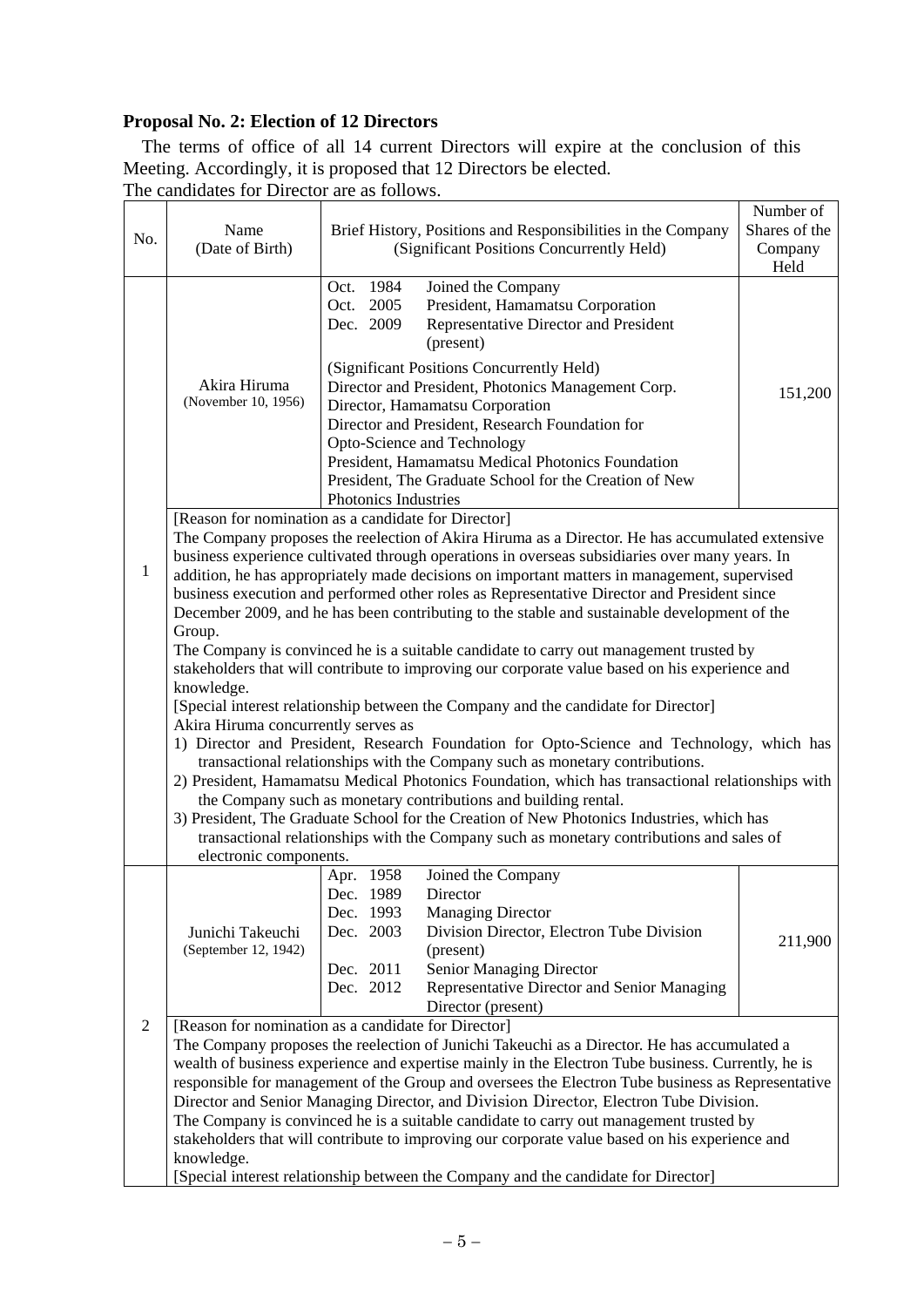### Proposal No. 2: Election of 12 Directors

The terms of office of all 14 current Directors will expire at the conclusion of this Meeting. Accordingly, it is proposed that 12 Directors be elected.

The candidates for Director are as follows.

| No. | Name (Date of Birth) | Brief History, Positions and Responsibilities in the Company (Significant Positions Concurrently Held) | Number of Shares of the Company Held |
|---|---|---|---|
| 1 | Akira Hiruma (November 10, 1956) | Oct. 1984 Joined the Company<br>Oct. 2005 President, Hamamatsu Corporation<br>Dec. 2009 Representative Director and President (present)<br><br>(Significant Positions Concurrently Held)<br>Director and President, Photonics Management Corp.<br>Director, Hamamatsu Corporation<br>Director and President, Research Foundation for Opto-Science and Technology<br>President, Hamamatsu Medical Photonics Foundation<br>President, The Graduate School for the Creation of New Photonics Industries | 151,200 |
| | [Reason for nomination as a candidate for Director]<br>The Company proposes the reelection of Akira Hiruma as a Director. He has accumulated extensive business experience cultivated through operations in overseas subsidiaries over many years. In addition, he has appropriately made decisions on important matters in management, supervised business execution and performed other roles as Representative Director and President since December 2009, and he has been contributing to the stable and sustainable development of the Group.<br>The Company is convinced he is a suitable candidate to carry out management trusted by stakeholders that will contribute to improving our corporate value based on his experience and knowledge.<br>[Special interest relationship between the Company and the candidate for Director]<br>Akira Hiruma concurrently serves as<br>1) Director and President, Research Foundation for Opto-Science and Technology, which has transactional relationships with the Company such as monetary contributions.<br>2) President, Hamamatsu Medical Photonics Foundation, which has transactional relationships with the Company such as monetary contributions and building rental.<br>3) President, The Graduate School for the Creation of New Photonics Industries, which has transactional relationships with the Company such as monetary contributions and sales of electronic components. | | |
| 2 | Junichi Takeuchi (September 12, 1942) | Apr. 1958 Joined the Company<br>Dec. 1989 Director<br>Dec. 1993 Managing Director<br>Dec. 2003 Division Director, Electron Tube Division (present)<br>Dec. 2011 Senior Managing Director<br>Dec. 2012 Representative Director and Senior Managing Director (present) | 211,900 |
| | [Reason for nomination as a candidate for Director]<br>The Company proposes the reelection of Junichi Takeuchi as a Director. He has accumulated a wealth of business experience and expertise mainly in the Electron Tube business. Currently, he is responsible for management of the Group and oversees the Electron Tube business as Representative Director and Senior Managing Director, and Division Director, Electron Tube Division.<br>The Company is convinced he is a suitable candidate to carry out management trusted by stakeholders that will contribute to improving our corporate value based on his experience and knowledge.<br>[Special interest relationship between the Company and the candidate for Director] | | |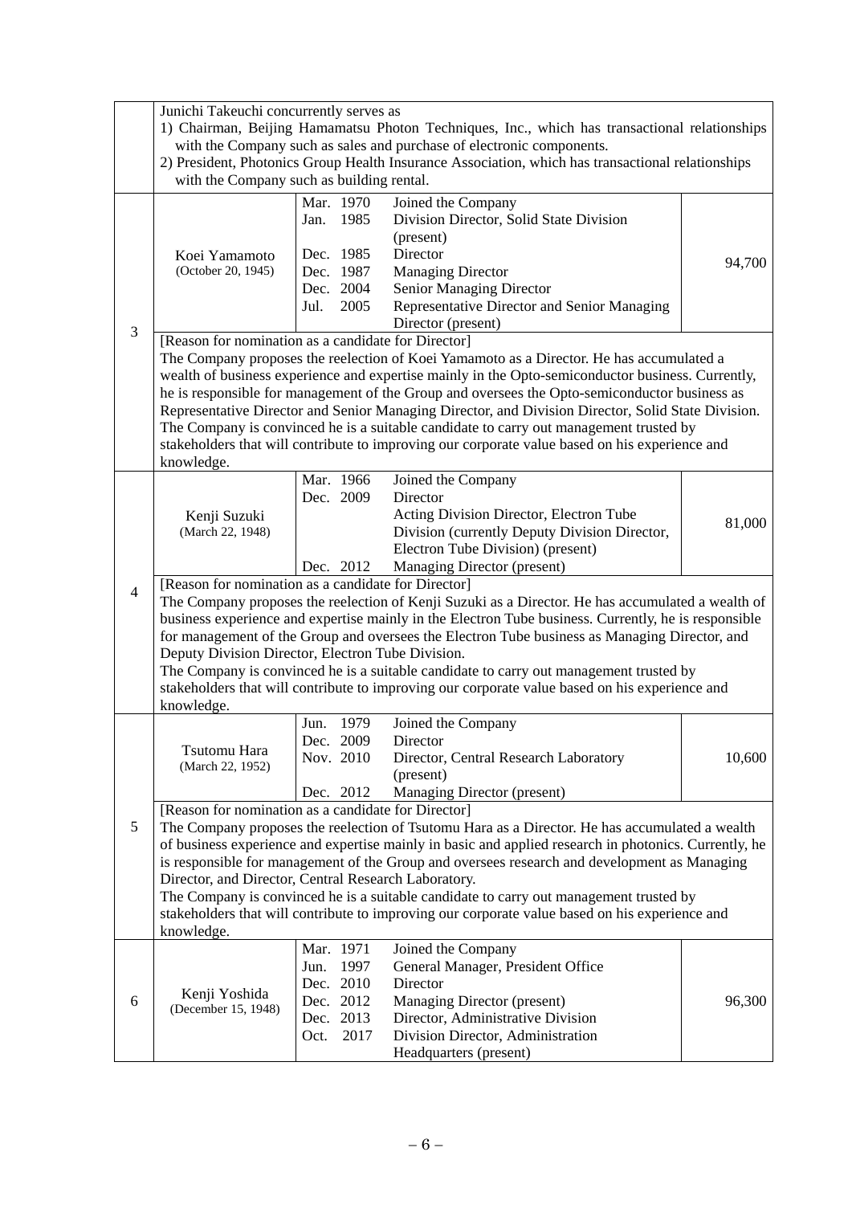| No. | Name (Date of birth) | Career summary | | Number of shares held |
|---|---|---|---|---|
| | Junichi Takeuchi concurrently serves as<br>1) Chairman, Beijing Hamamatsu Photon Techniques, Inc., which has transactional relationships with the Company such as sales and purchase of electronic components.<br>2) President, Photonics Group Health Insurance Association, which has transactional relationships with the Company such as building rental. | | | |
| 3 | Koei Yamamoto<br>(October 20, 1945) | Mar. 1970<br>Jan. 1985<br><br>Dec. 1985<br>Dec. 1987<br>Dec. 2004<br>Jul. 2005 | Joined the Company<br>Division Director, Solid State Division (present)<br>Director<br>Managing Director<br>Senior Managing Director<br>Representative Director and Senior Managing Director (present) | 94,700 |
| | [Reason for nomination as a candidate for Director]<br>The Company proposes the reelection of Koei Yamamoto as a Director. He has accumulated a wealth of business experience and expertise mainly in the Opto-semiconductor business. Currently, he is responsible for management of the Group and oversees the Opto-semiconductor business as Representative Director and Senior Managing Director, and Division Director, Solid State Division. The Company is convinced he is a suitable candidate to carry out management trusted by stakeholders that will contribute to improving our corporate value based on his experience and knowledge. | | | |
| 4 | Kenji Suzuki<br>(March 22, 1948) | Mar. 1966<br>Dec. 2009<br><br><br><br>Dec. 2012 | Joined the Company<br>Director<br>Acting Division Director, Electron Tube Division (currently Deputy Division Director, Electron Tube Division) (present)<br>Managing Director (present) | 81,000 |
| | [Reason for nomination as a candidate for Director]<br>The Company proposes the reelection of Kenji Suzuki as a Director. He has accumulated a wealth of business experience and expertise mainly in the Electron Tube business. Currently, he is responsible for management of the Group and oversees the Electron Tube business as Managing Director, and Deputy Division Director, Electron Tube Division.<br>The Company is convinced he is a suitable candidate to carry out management trusted by stakeholders that will contribute to improving our corporate value based on his experience and knowledge. | | | |
| 5 | Tsutomu Hara<br>(March 22, 1952) | Jun. 1979<br>Dec. 2009<br>Nov. 2010<br><br>Dec. 2012 | Joined the Company<br>Director<br>Director, Central Research Laboratory (present)<br>Managing Director (present) | 10,600 |
| | [Reason for nomination as a candidate for Director]<br>The Company proposes the reelection of Tsutomu Hara as a Director. He has accumulated a wealth of business experience and expertise mainly in basic and applied research in photonics. Currently, he is responsible for management of the Group and oversees research and development as Managing Director, and Director, Central Research Laboratory.<br>The Company is convinced he is a suitable candidate to carry out management trusted by stakeholders that will contribute to improving our corporate value based on his experience and knowledge. | | | |
| 6 | Kenji Yoshida<br>(December 15, 1948) | Mar. 1971<br>Jun. 1997<br>Dec. 2010<br>Dec. 2012<br>Dec. 2013<br>Oct. 2017 | Joined the Company<br>General Manager, President Office<br>Director<br>Managing Director (present)<br>Director, Administrative Division<br>Division Director, Administration Headquarters (present) | 96,300 |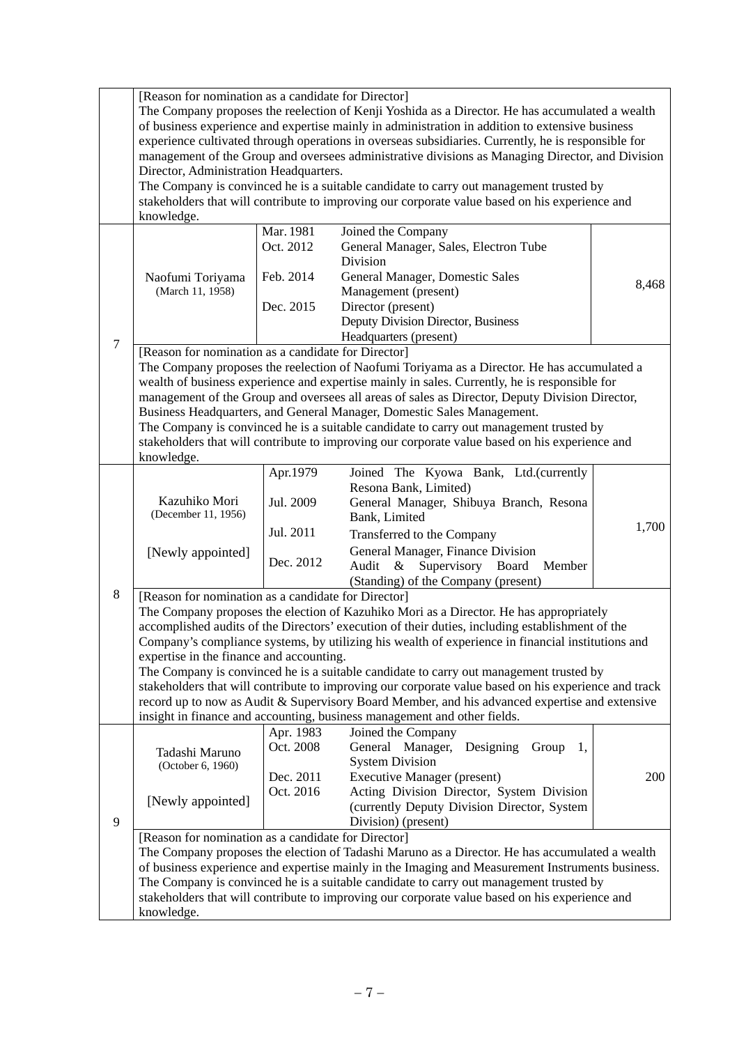| No. | Name (Date of birth) | Career summary | | Number of shares of the Company held |
|---|---|---|---|---|
| | [Reason for nomination as a candidate for Director]<br>The Company proposes the reelection of Kenji Yoshida as a Director. He has accumulated a wealth of business experience and expertise mainly in administration in addition to extensive business experience cultivated through operations in overseas subsidiaries. Currently, he is responsible for management of the Group and oversees administrative divisions as Managing Director, and Division Director, Administration Headquarters.<br>The Company is convinced he is a suitable candidate to carry out management trusted by stakeholders that will contribute to improving our corporate value based on his experience and knowledge. | | | |
| 7 | Naofumi Toriyama<br>(March 11, 1958) | Mar. 1981<br>Oct. 2012<br><br>Feb. 2014<br><br>Dec. 2015 | Joined the Company<br>General Manager, Sales, Electron Tube Division<br>General Manager, Domestic Sales Management (present)<br>Director (present)<br>Deputy Division Director, Business Headquarters (present) | 8,468 |
| | [Reason for nomination as a candidate for Director]<br>The Company proposes the reelection of Naofumi Toriyama as a Director. He has accumulated a wealth of business experience and expertise mainly in sales. Currently, he is responsible for management of the Group and oversees all areas of sales as Director, Deputy Division Director, Business Headquarters, and General Manager, Domestic Sales Management.<br>The Company is convinced he is a suitable candidate to carry out management trusted by stakeholders that will contribute to improving our corporate value based on his experience and knowledge. | | | |
| 8 | Kazuhiko Mori<br>(December 11, 1956)<br><br>[Newly appointed] | Apr.1979<br><br>Jul. 2009<br><br>Jul. 2011<br><br>Dec. 2012 | Joined The Kyowa Bank, Ltd.(currently Resona Bank, Limited)<br>General Manager, Shibuya Branch, Resona Bank, Limited<br>Transferred to the Company<br>General Manager, Finance Division<br>Audit & Supervisory Board Member (Standing) of the Company (present) | 1,700 |
| | [Reason for nomination as a candidate for Director]<br>The Company proposes the election of Kazuhiko Mori as a Director. He has appropriately accomplished audits of the Directors' execution of their duties, including establishment of the Company's compliance systems, by utilizing his wealth of experience in financial institutions and expertise in the finance and accounting.<br>The Company is convinced he is a suitable candidate to carry out management trusted by stakeholders that will contribute to improving our corporate value based on his experience and track record up to now as Audit & Supervisory Board Member, and his advanced expertise and extensive insight in finance and accounting, business management and other fields. | | | |
| 9 | Tadashi Maruno<br>(October 6, 1960)<br><br>[Newly appointed] | Apr. 1983<br>Oct. 2008<br><br>Dec. 2011<br>Oct. 2016 | Joined the Company<br>General Manager, Designing Group 1, System Division<br>Executive Manager (present)<br>Acting Division Director, System Division (currently Deputy Division Director, System Division) (present) | 200 |
| | [Reason for nomination as a candidate for Director]<br>The Company proposes the election of Tadashi Maruno as a Director. He has accumulated a wealth of business experience and expertise mainly in the Imaging and Measurement Instruments business.<br>The Company is convinced he is a suitable candidate to carry out management trusted by stakeholders that will contribute to improving our corporate value based on his experience and knowledge. | | | |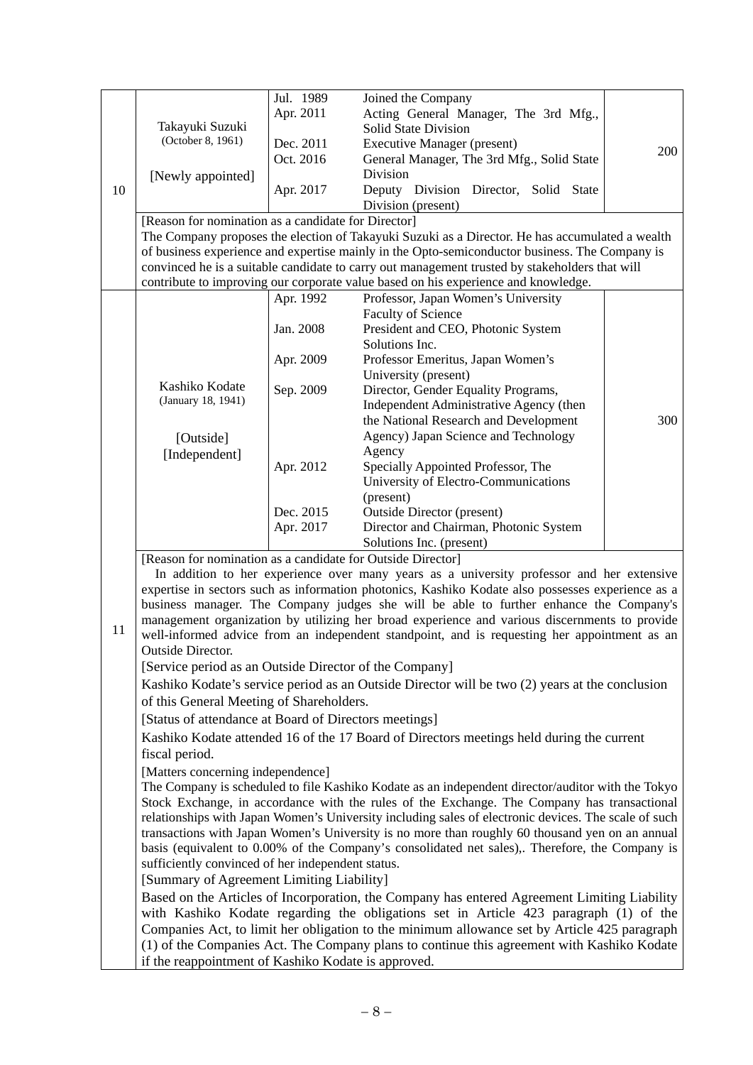| No. | Name (Date of birth) | Date | Career summary | Number of shares held |
|---|---|---|---|---|
| 10 | Takayuki Suzuki (October 8, 1961) [Newly appointed] | Jul. 1989<br>Apr. 2011<br>Dec. 2011<br>Oct. 2016<br>Apr. 2017 | Joined the Company<br>Acting General Manager, The 3rd Mfg., Solid State Division<br>Executive Manager (present)<br>General Manager, The 3rd Mfg., Solid State Division<br>Deputy Division Director, Solid State Division (present) | 200 |
| | [Reason for nomination as a candidate for Director]<br>The Company proposes the election of Takayuki Suzuki as a Director. He has accumulated a wealth of business experience and expertise mainly in the Opto-semiconductor business. The Company is convinced he is a suitable candidate to carry out management trusted by stakeholders that will contribute to improving our corporate value based on his experience and knowledge. | | | |
| 11 | Kashiko Kodate (January 18, 1941) [Outside] [Independent] | Apr. 1992<br>Jan. 2008<br>Apr. 2009<br>Sep. 2009<br><br><br><br>Apr. 2012<br><br>Dec. 2015<br>Apr. 2017 | Professor, Japan Women's University Faculty of Science<br>President and CEO, Photonic System Solutions Inc.<br>Professor Emeritus, Japan Women's University (present)<br>Director, Gender Equality Programs, Independent Administrative Agency (then the National Research and Development Agency) Japan Science and Technology Agency<br>Specially Appointed Professor, The University of Electro-Communications (present)<br>Outside Director (present)<br>Director and Chairman, Photonic System Solutions Inc. (present) | 300 |
| | [Reason for nomination as a candidate for Outside Director]<br>In addition to her experience over many years as a university professor and her extensive expertise in sectors such as information photonics, Kashiko Kodate also possesses experience as a business manager. The Company judges she will be able to further enhance the Company's management organization by utilizing her broad experience and various discernments to provide well-informed advice from an independent standpoint, and is requesting her appointment as an Outside Director.<br>[Service period as an Outside Director of the Company]<br>Kashiko Kodate's service period as an Outside Director will be two (2) years at the conclusion of this General Meeting of Shareholders.<br>[Status of attendance at Board of Directors meetings]<br>Kashiko Kodate attended 16 of the 17 Board of Directors meetings held during the current fiscal period.<br>[Matters concerning independence]<br>The Company is scheduled to file Kashiko Kodate as an independent director/auditor with the Tokyo Stock Exchange, in accordance with the rules of the Exchange. The Company has transactional relationships with Japan Women's University including sales of electronic devices. The scale of such transactions with Japan Women's University is no more than roughly 60 thousand yen on an annual basis (equivalent to 0.00% of the Company's consolidated net sales),. Therefore, the Company is sufficiently convinced of her independent status.<br>[Summary of Agreement Limiting Liability]<br>Based on the Articles of Incorporation, the Company has entered Agreement Limiting Liability with Kashiko Kodate regarding the obligations set in Article 423 paragraph (1) of the Companies Act, to limit her obligation to the minimum allowance set by Article 425 paragraph (1) of the Companies Act. The Company plans to continue this agreement with Kashiko Kodate if the reappointment of Kashiko Kodate is approved. | | | |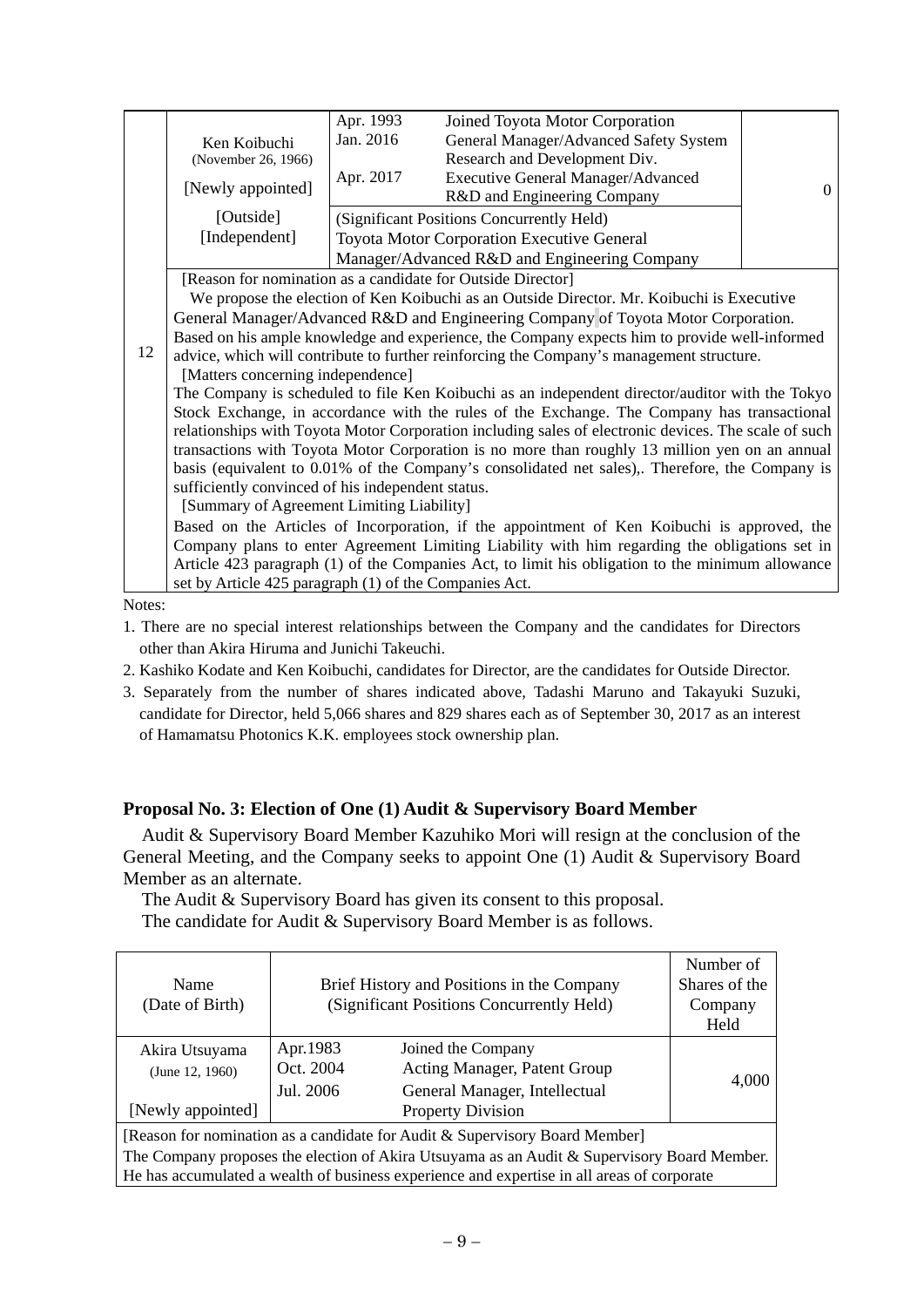| No. | Name (Date of Birth) | Brief History and Positions in the Company (Significant Positions Concurrently Held) | | Number of Shares of the Company Held |
|---|---|---|---|---|
| 12 | Ken Koibuchi (November 26, 1966) [Newly appointed] [Outside] [Independent] | Apr. 1993 | Joined Toyota Motor Corporation | 0 |
| | | Jan. 2016 | General Manager/Advanced Safety System Research and Development Div. | |
| | | Apr. 2017 | Executive General Manager/Advanced R&D and Engineering Company | |
| | | (Significant Positions Concurrently Held) Toyota Motor Corporation Executive General Manager/Advanced R&D and Engineering Company | | |

[Reason for nomination as a candidate for Outside Director]
We propose the election of Ken Koibuchi as an Outside Director. Mr. Koibuchi is Executive General Manager/Advanced R&D and Engineering Company of Toyota Motor Corporation. Based on his ample knowledge and experience, the Company expects him to provide well-informed advice, which will contribute to further reinforcing the Company's management structure.

[Matters concerning independence]
The Company is scheduled to file Ken Koibuchi as an independent director/auditor with the Tokyo Stock Exchange, in accordance with the rules of the Exchange. The Company has transactional relationships with Toyota Motor Corporation including sales of electronic devices. The scale of such transactions with Toyota Motor Corporation is no more than roughly 13 million yen on an annual basis (equivalent to 0.01% of the Company's consolidated net sales),. Therefore, the Company is sufficiently convinced of his independent status.

[Summary of Agreement Limiting Liability]
Based on the Articles of Incorporation, if the appointment of Ken Koibuchi is approved, the Company plans to enter Agreement Limiting Liability with him regarding the obligations set in Article 423 paragraph (1) of the Companies Act, to limit his obligation to the minimum allowance set by Article 425 paragraph (1) of the Companies Act.

Notes:

1. There are no special interest relationships between the Company and the candidates for Directors other than Akira Hiruma and Junichi Takeuchi.
2. Kashiko Kodate and Ken Koibuchi, candidates for Director, are the candidates for Outside Director.
3. Separately from the number of shares indicated above, Tadashi Maruno and Takayuki Suzuki, candidate for Director, held 5,066 shares and 829 shares each as of September 30, 2017 as an interest of Hamamatsu Photonics K.K. employees stock ownership plan.

### Proposal No. 3: Election of One (1) Audit & Supervisory Board Member

Audit & Supervisory Board Member Kazuhiko Mori will resign at the conclusion of the General Meeting, and the Company seeks to appoint One (1) Audit & Supervisory Board Member as an alternate.

The Audit & Supervisory Board has given its consent to this proposal.

The candidate for Audit & Supervisory Board Member is as follows.

| Name (Date of Birth) | Brief History and Positions in the Company (Significant Positions Concurrently Held) | | Number of Shares of the Company Held |
|---|---|---|---|
| Akira Utsuyama (June 12, 1960) [Newly appointed] | Apr.1983 | Joined the Company | 4,000 |
| | Oct. 2004 | Acting Manager, Patent Group | |
| | Jul. 2006 | General Manager, Intellectual Property Division | |

[Reason for nomination as a candidate for Audit & Supervisory Board Member]
The Company proposes the election of Akira Utsuyama as an Audit & Supervisory Board Member. He has accumulated a wealth of business experience and expertise in all areas of corporate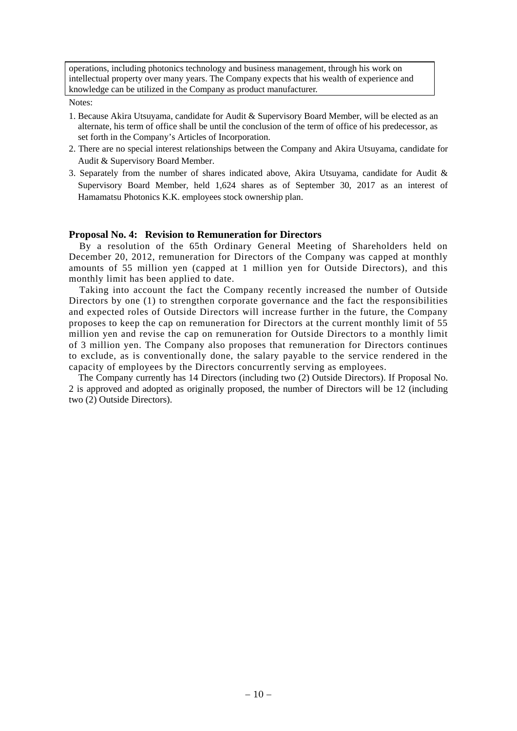operations, including photonics technology and business management, through his work on intellectual property over many years. The Company expects that his wealth of experience and knowledge can be utilized in the Company as product manufacturer.

Notes:

1. Because Akira Utsuyama, candidate for Audit & Supervisory Board Member, will be elected as an alternate, his term of office shall be until the conclusion of the term of office of his predecessor, as set forth in the Company's Articles of Incorporation.
2. There are no special interest relationships between the Company and Akira Utsuyama, candidate for Audit & Supervisory Board Member.
3. Separately from the number of shares indicated above, Akira Utsuyama, candidate for Audit & Supervisory Board Member, held 1,624 shares as of September 30, 2017 as an interest of Hamamatsu Photonics K.K. employees stock ownership plan.

### Proposal No. 4: Revision to Remuneration for Directors

By a resolution of the 65th Ordinary General Meeting of Shareholders held on December 20, 2012, remuneration for Directors of the Company was capped at monthly amounts of 55 million yen (capped at 1 million yen for Outside Directors), and this monthly limit has been applied to date.

Taking into account the fact the Company recently increased the number of Outside Directors by one (1) to strengthen corporate governance and the fact the responsibilities and expected roles of Outside Directors will increase further in the future, the Company proposes to keep the cap on remuneration for Directors at the current monthly limit of 55 million yen and revise the cap on remuneration for Outside Directors to a monthly limit of 3 million yen. The Company also proposes that remuneration for Directors continues to exclude, as is conventionally done, the salary payable to the service rendered in the capacity of employees by the Directors concurrently serving as employees.

The Company currently has 14 Directors (including two (2) Outside Directors). If Proposal No. 2 is approved and adopted as originally proposed, the number of Directors will be 12 (including two (2) Outside Directors).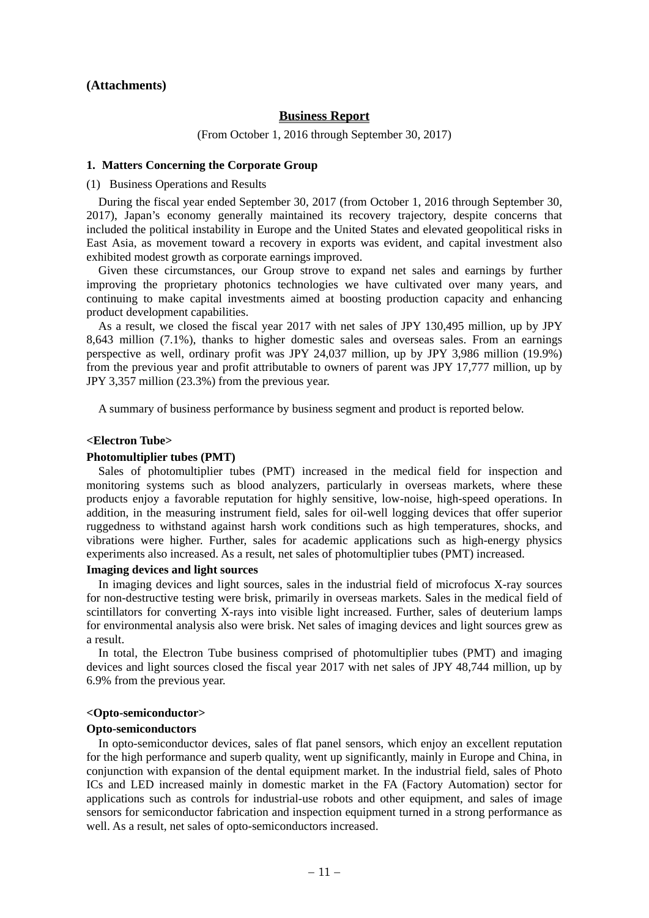**(Attachments)**

## Business Report

(From October 1, 2016 through September 30, 2017)

### 1. Matters Concerning the Corporate Group

(1) Business Operations and Results

During the fiscal year ended September 30, 2017 (from October 1, 2016 through September 30, 2017), Japan's economy generally maintained its recovery trajectory, despite concerns that included the political instability in Europe and the United States and elevated geopolitical risks in East Asia, as movement toward a recovery in exports was evident, and capital investment also exhibited modest growth as corporate earnings improved.

Given these circumstances, our Group strove to expand net sales and earnings by further improving the proprietary photonics technologies we have cultivated over many years, and continuing to make capital investments aimed at boosting production capacity and enhancing product development capabilities.

As a result, we closed the fiscal year 2017 with net sales of JPY 130,495 million, up by JPY 8,643 million (7.1%), thanks to higher domestic sales and overseas sales. From an earnings perspective as well, ordinary profit was JPY 24,037 million, up by JPY 3,986 million (19.9%) from the previous year and profit attributable to owners of parent was JPY 17,777 million, up by JPY 3,357 million (23.3%) from the previous year.

A summary of business performance by business segment and product is reported below.

**<Electron Tube>**

**Photomultiplier tubes (PMT)**

Sales of photomultiplier tubes (PMT) increased in the medical field for inspection and monitoring systems such as blood analyzers, particularly in overseas markets, where these products enjoy a favorable reputation for highly sensitive, low-noise, high-speed operations. In addition, in the measuring instrument field, sales for oil-well logging devices that offer superior ruggedness to withstand against harsh work conditions such as high temperatures, shocks, and vibrations were higher. Further, sales for academic applications such as high-energy physics experiments also increased. As a result, net sales of photomultiplier tubes (PMT) increased.

**Imaging devices and light sources**

In imaging devices and light sources, sales in the industrial field of microfocus X-ray sources for non-destructive testing were brisk, primarily in overseas markets. Sales in the medical field of scintillators for converting X-rays into visible light increased. Further, sales of deuterium lamps for environmental analysis also were brisk. Net sales of imaging devices and light sources grew as a result.

In total, the Electron Tube business comprised of photomultiplier tubes (PMT) and imaging devices and light sources closed the fiscal year 2017 with net sales of JPY 48,744 million, up by 6.9% from the previous year.

**<Opto-semiconductor>**

**Opto-semiconductors**

In opto-semiconductor devices, sales of flat panel sensors, which enjoy an excellent reputation for the high performance and superb quality, went up significantly, mainly in Europe and China, in conjunction with expansion of the dental equipment market. In the industrial field, sales of Photo ICs and LED increased mainly in domestic market in the FA (Factory Automation) sector for applications such as controls for industrial-use robots and other equipment, and sales of image sensors for semiconductor fabrication and inspection equipment turned in a strong performance as well. As a result, net sales of opto-semiconductors increased.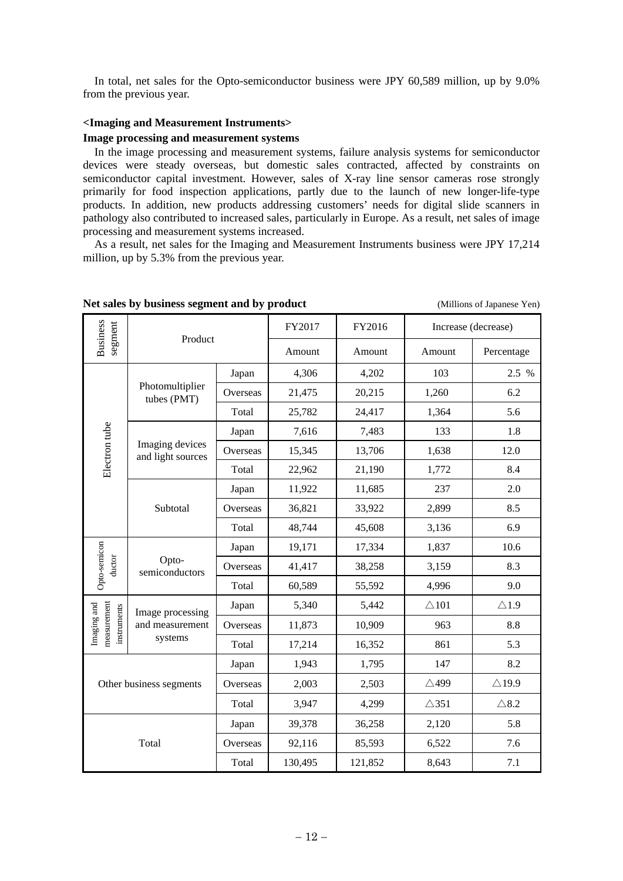In total, net sales for the Opto-semiconductor business were JPY 60,589 million, up by 9.0% from the previous year.

**<Imaging and Measurement Instruments>**

**Image processing and measurement systems**

In the image processing and measurement systems, failure analysis systems for semiconductor devices were steady overseas, but domestic sales contracted, affected by constraints on semiconductor capital investment. However, sales of X-ray line sensor cameras rose strongly primarily for food inspection applications, partly due to the launch of new longer-life-type products. In addition, new products addressing customers' needs for digital slide scanners in pathology also contributed to increased sales, particularly in Europe. As a result, net sales of image processing and measurement systems increased.

As a result, net sales for the Imaging and Measurement Instruments business were JPY 17,214 million, up by 5.3% from the previous year.

**Net sales by business segment and by product** (Millions of Japanese Yen)

| Business segment | Product | | FY2017 | FY2016 | Increase (decrease) | |
|---|---|---|---|---|---|---|
| | | | Amount | Amount | Amount | Percentage |
| Electron tube | Photomultiplier tubes (PMT) | Japan | 4,306 | 4,202 | 103 | 2.5 % |
| | | Overseas | 21,475 | 20,215 | 1,260 | 6.2 |
| | | Total | 25,782 | 24,417 | 1,364 | 5.6 |
| | Imaging devices and light sources | Japan | 7,616 | 7,483 | 133 | 1.8 |
| | | Overseas | 15,345 | 13,706 | 1,638 | 12.0 |
| | | Total | 22,962 | 21,190 | 1,772 | 8.4 |
| | Subtotal | Japan | 11,922 | 11,685 | 237 | 2.0 |
| | | Overseas | 36,821 | 33,922 | 2,899 | 8.5 |
| | | Total | 48,744 | 45,608 | 3,136 | 6.9 |
| Opto-semiconductor | Opto-semiconductors | Japan | 19,171 | 17,334 | 1,837 | 10.6 |
| | | Overseas | 41,417 | 38,258 | 3,159 | 8.3 |
| | | Total | 60,589 | 55,592 | 4,996 | 9.0 |
| Imaging and measurement instruments | Image processing and measurement systems | Japan | 5,340 | 5,442 | △101 | △1.9 |
| | | Overseas | 11,873 | 10,909 | 963 | 8.8 |
| | | Total | 17,214 | 16,352 | 861 | 5.3 |
| Other business segments | | Japan | 1,943 | 1,795 | 147 | 8.2 |
| | | Overseas | 2,003 | 2,503 | △499 | △19.9 |
| | | Total | 3,947 | 4,299 | △351 | △8.2 |
| Total | | Japan | 39,378 | 36,258 | 2,120 | 5.8 |
| | | Overseas | 92,116 | 85,593 | 6,522 | 7.6 |
| | | Total | 130,495 | 121,852 | 8,643 | 7.1 |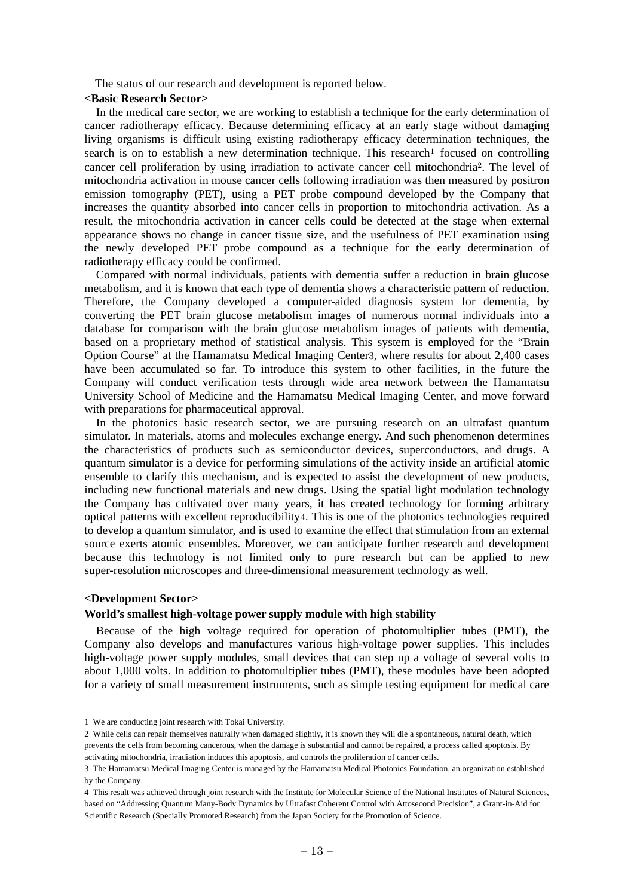The status of our research and development is reported below.

**<Basic Research Sector>**

In the medical care sector, we are working to establish a technique for the early determination of cancer radiotherapy efficacy. Because determining efficacy at an early stage without damaging living organisms is difficult using existing radiotherapy efficacy determination techniques, the search is on to establish a new determination technique. This research[1] focused on controlling cancer cell proliferation by using irradiation to activate cancer cell mitochondria[2]. The level of mitochondria activation in mouse cancer cells following irradiation was then measured by positron emission tomography (PET), using a PET probe compound developed by the Company that increases the quantity absorbed into cancer cells in proportion to mitochondria activation. As a result, the mitochondria activation in cancer cells could be detected at the stage when external appearance shows no change in cancer tissue size, and the usefulness of PET examination using the newly developed PET probe compound as a technique for the early determination of radiotherapy efficacy could be confirmed.

Compared with normal individuals, patients with dementia suffer a reduction in brain glucose metabolism, and it is known that each type of dementia shows a characteristic pattern of reduction. Therefore, the Company developed a computer-aided diagnosis system for dementia, by converting the PET brain glucose metabolism images of numerous normal individuals into a database for comparison with the brain glucose metabolism images of patients with dementia, based on a proprietary method of statistical analysis. This system is employed for the "Brain Option Course" at the Hamamatsu Medical Imaging Center[3], where results for about 2,400 cases have been accumulated so far. To introduce this system to other facilities, in the future the Company will conduct verification tests through wide area network between the Hamamatsu University School of Medicine and the Hamamatsu Medical Imaging Center, and move forward with preparations for pharmaceutical approval.

In the photonics basic research sector, we are pursuing research on an ultrafast quantum simulator. In materials, atoms and molecules exchange energy. And such phenomenon determines the characteristics of products such as semiconductor devices, superconductors, and drugs. A quantum simulator is a device for performing simulations of the activity inside an artificial atomic ensemble to clarify this mechanism, and is expected to assist the development of new products, including new functional materials and new drugs. Using the spatial light modulation technology the Company has cultivated over many years, it has created technology for forming arbitrary optical patterns with excellent reproducibility[4]. This is one of the photonics technologies required to develop a quantum simulator, and is used to examine the effect that stimulation from an external source exerts atomic ensembles. Moreover, we can anticipate further research and development because this technology is not limited only to pure research but can be applied to new super-resolution microscopes and three-dimensional measurement technology as well.

**<Development Sector>**

**World's smallest high-voltage power supply module with high stability**

Because of the high voltage required for operation of photomultiplier tubes (PMT), the Company also develops and manufactures various high-voltage power supplies. This includes high-voltage power supply modules, small devices that can step up a voltage of several volts to about 1,000 volts. In addition to photomultiplier tubes (PMT), these modules have been adopted for a variety of small measurement instruments, such as simple testing equipment for medical care

---

1 We are conducting joint research with Tokai University.

2 While cells can repair themselves naturally when damaged slightly, it is known they will die a spontaneous, natural death, which prevents the cells from becoming cancerous, when the damage is substantial and cannot be repaired, a process called apoptosis. By activating mitochondria, irradiation induces this apoptosis, and controls the proliferation of cancer cells.

3 The Hamamatsu Medical Imaging Center is managed by the Hamamatsu Medical Photonics Foundation, an organization established by the Company.

4 This result was achieved through joint research with the Institute for Molecular Science of the National Institutes of Natural Sciences, based on "Addressing Quantum Many-Body Dynamics by Ultrafast Coherent Control with Attosecond Precision", a Grant-in-Aid for Scientific Research (Specially Promoted Research) from the Japan Society for the Promotion of Science.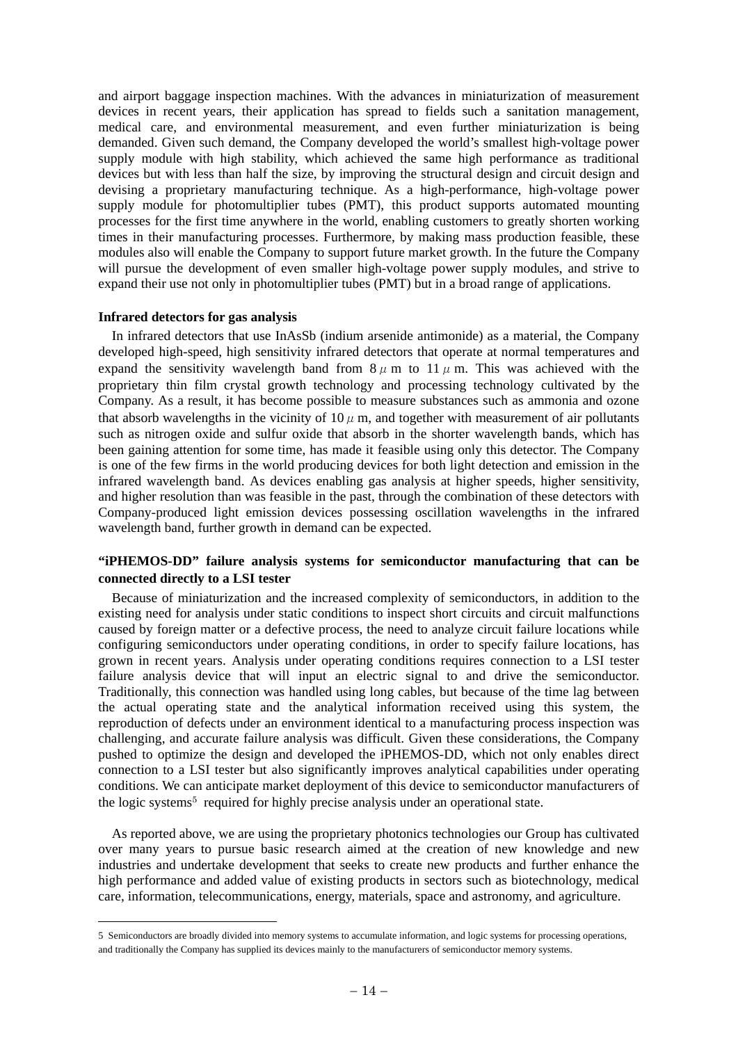and airport baggage inspection machines. With the advances in miniaturization of measurement devices in recent years, their application has spread to fields such a sanitation management, medical care, and environmental measurement, and even further miniaturization is being demanded. Given such demand, the Company developed the world's smallest high-voltage power supply module with high stability, which achieved the same high performance as traditional devices but with less than half the size, by improving the structural design and circuit design and devising a proprietary manufacturing technique. As a high-performance, high-voltage power supply module for photomultiplier tubes (PMT), this product supports automated mounting processes for the first time anywhere in the world, enabling customers to greatly shorten working times in their manufacturing processes. Furthermore, by making mass production feasible, these modules also will enable the Company to support future market growth. In the future the Company will pursue the development of even smaller high-voltage power supply modules, and strive to expand their use not only in photomultiplier tubes (PMT) but in a broad range of applications.

**Infrared detectors for gas analysis**

In infrared detectors that use InAsSb (indium arsenide antimonide) as a material, the Company developed high-speed, high sensitivity infrared detectors that operate at normal temperatures and expand the sensitivity wavelength band from 8 $\mu$ m to 11 $\mu$ m. This was achieved with the proprietary thin film crystal growth technology and processing technology cultivated by the Company. As a result, it has become possible to measure substances such as ammonia and ozone that absorb wavelengths in the vicinity of 10 $\mu$ m, and together with measurement of air pollutants such as nitrogen oxide and sulfur oxide that absorb in the shorter wavelength bands, which has been gaining attention for some time, has made it feasible using only this detector. The Company is one of the few firms in the world producing devices for both light detection and emission in the infrared wavelength band. As devices enabling gas analysis at higher speeds, higher sensitivity, and higher resolution than was feasible in the past, through the combination of these detectors with Company-produced light emission devices possessing oscillation wavelengths in the infrared wavelength band, further growth in demand can be expected.

**"iPHEMOS-DD" failure analysis systems for semiconductor manufacturing that can be connected directly to a LSI tester**

Because of miniaturization and the increased complexity of semiconductors, in addition to the existing need for analysis under static conditions to inspect short circuits and circuit malfunctions caused by foreign matter or a defective process, the need to analyze circuit failure locations while configuring semiconductors under operating conditions, in order to specify failure locations, has grown in recent years. Analysis under operating conditions requires connection to a LSI tester failure analysis device that will input an electric signal to and drive the semiconductor. Traditionally, this connection was handled using long cables, but because of the time lag between the actual operating state and the analytical information received using this system, the reproduction of defects under an environment identical to a manufacturing process inspection was challenging, and accurate failure analysis was difficult. Given these considerations, the Company pushed to optimize the design and developed the iPHEMOS-DD, which not only enables direct connection to a LSI tester but also significantly improves analytical capabilities under operating conditions. We can anticipate market deployment of this device to semiconductor manufacturers of the logic systems[5] required for highly precise analysis under an operational state.

As reported above, we are using the proprietary photonics technologies our Group has cultivated over many years to pursue basic research aimed at the creation of new knowledge and new industries and undertake development that seeks to create new products and further enhance the high performance and added value of existing products in sectors such as biotechnology, medical care, information, telecommunications, energy, materials, space and astronomy, and agriculture.

---

5 Semiconductors are broadly divided into memory systems to accumulate information, and logic systems for processing operations, and traditionally the Company has supplied its devices mainly to the manufacturers of semiconductor memory systems.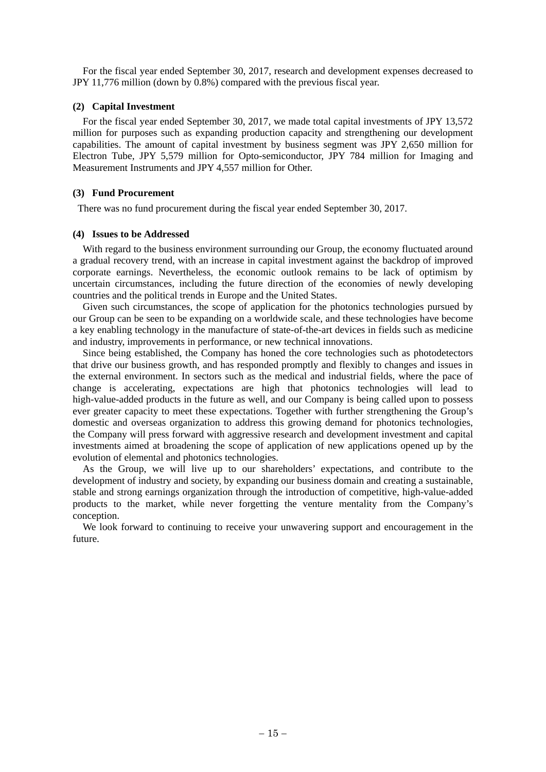For the fiscal year ended September 30, 2017, research and development expenses decreased to JPY 11,776 million (down by 0.8%) compared with the previous fiscal year.

**(2) Capital Investment**

For the fiscal year ended September 30, 2017, we made total capital investments of JPY 13,572 million for purposes such as expanding production capacity and strengthening our development capabilities. The amount of capital investment by business segment was JPY 2,650 million for Electron Tube, JPY 5,579 million for Opto-semiconductor, JPY 784 million for Imaging and Measurement Instruments and JPY 4,557 million for Other.

**(3) Fund Procurement**

There was no fund procurement during the fiscal year ended September 30, 2017.

**(4) Issues to be Addressed**

With regard to the business environment surrounding our Group, the economy fluctuated around a gradual recovery trend, with an increase in capital investment against the backdrop of improved corporate earnings. Nevertheless, the economic outlook remains to be lack of optimism by uncertain circumstances, including the future direction of the economies of newly developing countries and the political trends in Europe and the United States.

Given such circumstances, the scope of application for the photonics technologies pursued by our Group can be seen to be expanding on a worldwide scale, and these technologies have become a key enabling technology in the manufacture of state-of-the-art devices in fields such as medicine and industry, improvements in performance, or new technical innovations.

Since being established, the Company has honed the core technologies such as photodetectors that drive our business growth, and has responded promptly and flexibly to changes and issues in the external environment. In sectors such as the medical and industrial fields, where the pace of change is accelerating, expectations are high that photonics technologies will lead to high-value-added products in the future as well, and our Company is being called upon to possess ever greater capacity to meet these expectations. Together with further strengthening the Group's domestic and overseas organization to address this growing demand for photonics technologies, the Company will press forward with aggressive research and development investment and capital investments aimed at broadening the scope of application of new applications opened up by the evolution of elemental and photonics technologies.

As the Group, we will live up to our shareholders' expectations, and contribute to the development of industry and society, by expanding our business domain and creating a sustainable, stable and strong earnings organization through the introduction of competitive, high-value-added products to the market, while never forgetting the venture mentality from the Company's conception.

We look forward to continuing to receive your unwavering support and encouragement in the future.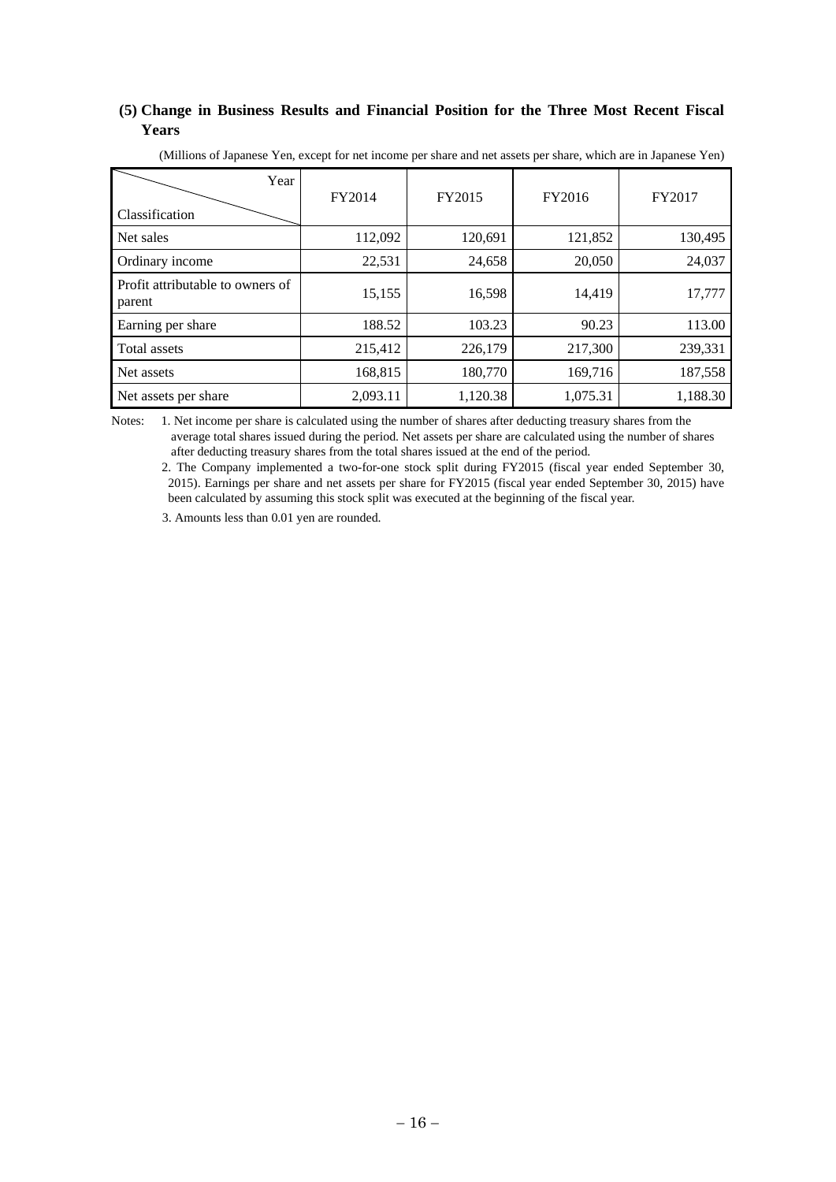### (5) Change in Business Results and Financial Position for the Three Most Recent Fiscal Years

(Millions of Japanese Yen, except for net income per share and net assets per share, which are in Japanese Yen)

| Classification / Year | FY2014 | FY2015 | FY2016 | FY2017 |
|---|---|---|---|---|
| Net sales | 112,092 | 120,691 | 121,852 | 130,495 |
| Ordinary income | 22,531 | 24,658 | 20,050 | 24,037 |
| Profit attributable to owners of parent | 15,155 | 16,598 | 14,419 | 17,777 |
| Earning per share | 188.52 | 103.23 | 90.23 | 113.00 |
| Total assets | 215,412 | 226,179 | 217,300 | 239,331 |
| Net assets | 168,815 | 180,770 | 169,716 | 187,558 |
| Net assets per share | 2,093.11 | 1,120.38 | 1,075.31 | 1,188.30 |

Notes:
1. Net income per share is calculated using the number of shares after deducting treasury shares from the average total shares issued during the period. Net assets per share are calculated using the number of shares after deducting treasury shares from the total shares issued at the end of the period.
2. The Company implemented a two-for-one stock split during FY2015 (fiscal year ended September 30, 2015). Earnings per share and net assets per share for FY2015 (fiscal year ended September 30, 2015) have been calculated by assuming this stock split was executed at the beginning of the fiscal year.
3. Amounts less than 0.01 yen are rounded.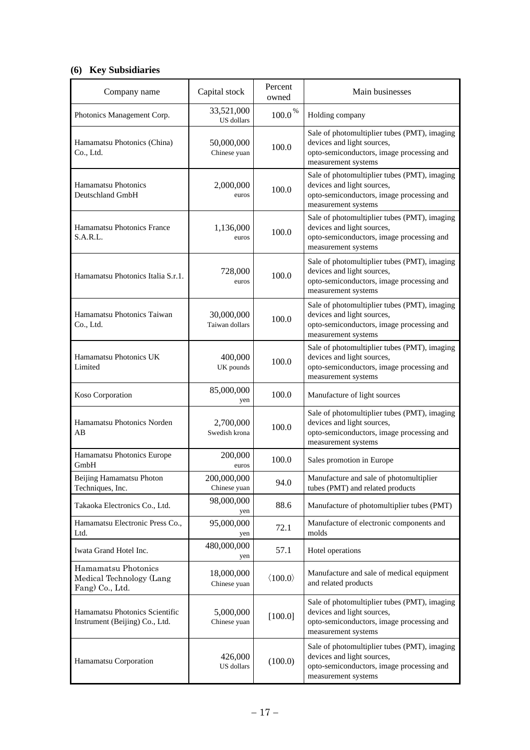### (6) Key Subsidiaries

| Company name | Capital stock | Percent owned | Main businesses |
|---|---|---|---|
| Photonics Management Corp. | 33,521,000 US dollars | 100.0 % | Holding company |
| Hamamatsu Photonics (China) Co., Ltd. | 50,000,000 Chinese yuan | 100.0 | Sale of photomultiplier tubes (PMT), imaging devices and light sources, opto-semiconductors, image processing and measurement systems |
| Hamamatsu Photonics Deutschland GmbH | 2,000,000 euros | 100.0 | Sale of photomultiplier tubes (PMT), imaging devices and light sources, opto-semiconductors, image processing and measurement systems |
| Hamamatsu Photonics France S.A.R.L. | 1,136,000 euros | 100.0 | Sale of photomultiplier tubes (PMT), imaging devices and light sources, opto-semiconductors, image processing and measurement systems |
| Hamamatsu Photonics Italia S.r.1. | 728,000 euros | 100.0 | Sale of photomultiplier tubes (PMT), imaging devices and light sources, opto-semiconductors, image processing and measurement systems |
| Hamamatsu Photonics Taiwan Co., Ltd. | 30,000,000 Taiwan dollars | 100.0 | Sale of photomultiplier tubes (PMT), imaging devices and light sources, opto-semiconductors, image processing and measurement systems |
| Hamamatsu Photonics UK Limited | 400,000 UK pounds | 100.0 | Sale of photomultiplier tubes (PMT), imaging devices and light sources, opto-semiconductors, image processing and measurement systems |
| Koso Corporation | 85,000,000 yen | 100.0 | Manufacture of light sources |
| Hamamatsu Photonics Norden AB | 2,700,000 Swedish krona | 100.0 | Sale of photomultiplier tubes (PMT), imaging devices and light sources, opto-semiconductors, image processing and measurement systems |
| Hamamatsu Photonics Europe GmbH | 200,000 euros | 100.0 | Sales promotion in Europe |
| Beijing Hamamatsu Photon Techniques, Inc. | 200,000,000 Chinese yuan | 94.0 | Manufacture and sale of photomultiplier tubes (PMT) and related products |
| Takaoka Electronics Co., Ltd. | 98,000,000 yen | 88.6 | Manufacture of photomultiplier tubes (PMT) |
| Hamamatsu Electronic Press Co., Ltd. | 95,000,000 yen | 72.1 | Manufacture of electronic components and molds |
| Iwata Grand Hotel Inc. | 480,000,000 yen | 57.1 | Hotel operations |
| Hamamatsu Photonics Medical Technology (Lang Fang) Co., Ltd. | 18,000,000 Chinese yuan | 〈100.0〉 | Manufacture and sale of medical equipment and related products |
| Hamamatsu Photonics Scientific Instrument (Beijing) Co., Ltd. | 5,000,000 Chinese yuan | [100.0] | Sale of photomultiplier tubes (PMT), imaging devices and light sources, opto-semiconductors, image processing and measurement systems |
| Hamamatsu Corporation | 426,000 US dollars | (100.0) | Sale of photomultiplier tubes (PMT), imaging devices and light sources, opto-semiconductors, image processing and measurement systems |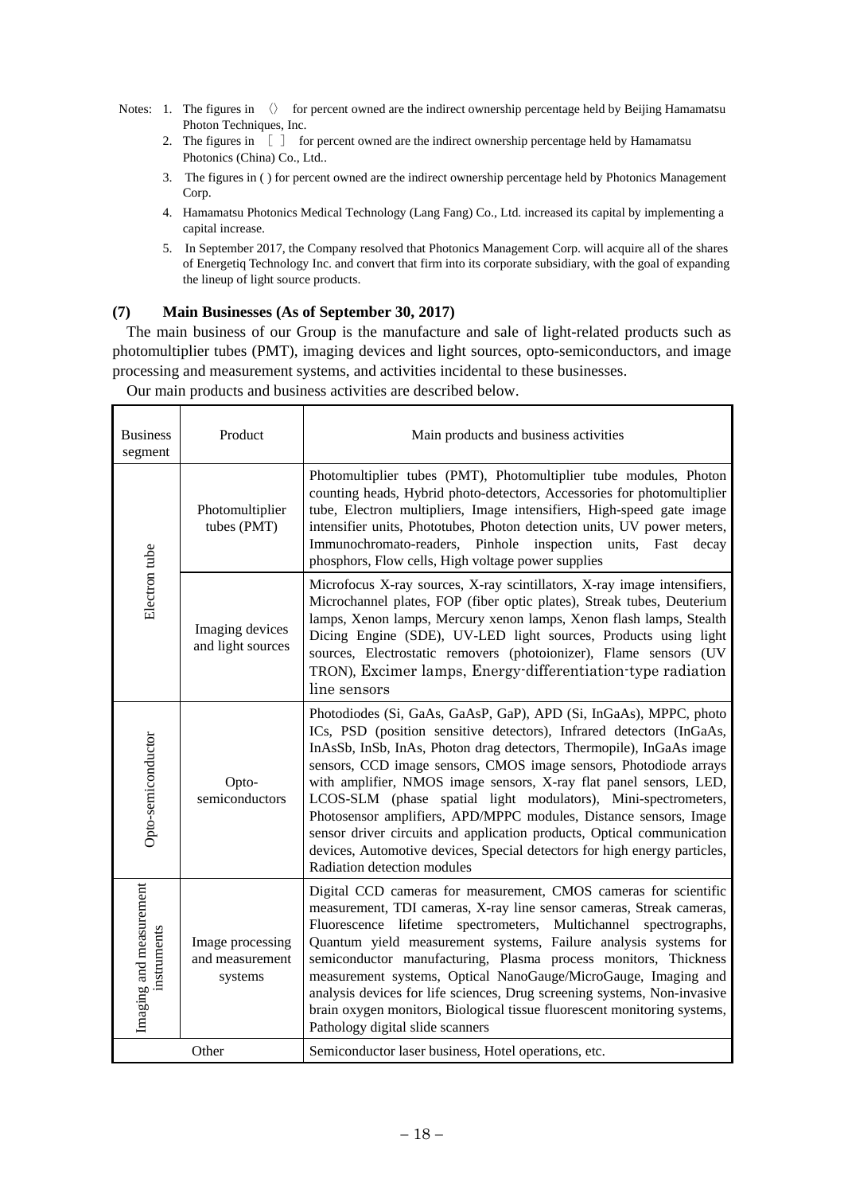Notes: 1. The figures in 〈〉 for percent owned are the indirect ownership percentage held by Beijing Hamamatsu Photon Techniques, Inc.

2. The figures in ［ ］ for percent owned are the indirect ownership percentage held by Hamamatsu Photonics (China) Co., Ltd..

3. The figures in ( ) for percent owned are the indirect ownership percentage held by Photonics Management Corp.

4. Hamamatsu Photonics Medical Technology (Lang Fang) Co., Ltd. increased its capital by implementing a capital increase.

5. In September 2017, the Company resolved that Photonics Management Corp. will acquire all of the shares of Energetiq Technology Inc. and convert that firm into its corporate subsidiary, with the goal of expanding the lineup of light source products.

### (7) Main Businesses (As of September 30, 2017)

The main business of our Group is the manufacture and sale of light-related products such as photomultiplier tubes (PMT), imaging devices and light sources, opto-semiconductors, and image processing and measurement systems, and activities incidental to these businesses.

Our main products and business activities are described below.

| Business segment | Product | Main products and business activities |
|---|---|---|
| Electron tube | Photomultiplier tubes (PMT) | Photomultiplier tubes (PMT), Photomultiplier tube modules, Photon counting heads, Hybrid photo-detectors, Accessories for photomultiplier tube, Electron multipliers, Image intensifiers, High-speed gate image intensifier units, Phototubes, Photon detection units, UV power meters, Immunochromato-readers, Pinhole inspection units, Fast decay phosphors, Flow cells, High voltage power supplies |
| | Imaging devices and light sources | Microfocus X-ray sources, X-ray scintillators, X-ray image intensifiers, Microchannel plates, FOP (fiber optic plates), Streak tubes, Deuterium lamps, Xenon lamps, Mercury xenon lamps, Xenon flash lamps, Stealth Dicing Engine (SDE), UV-LED light sources, Products using light sources, Electrostatic removers (photoionizer), Flame sensors (UV TRON), Excimer lamps, Energy-differentiation-type radiation line sensors |
| Opto-semiconductor | Opto-semiconductors | Photodiodes (Si, GaAs, GaAsP, GaP), APD (Si, InGaAs), MPPC, photo ICs, PSD (position sensitive detectors), Infrared detectors (InGaAs, InAsSb, InSb, InAs, Photon drag detectors, Thermopile), InGaAs image sensors, CCD image sensors, CMOS image sensors, Photodiode arrays with amplifier, NMOS image sensors, X-ray flat panel sensors, LED, LCOS-SLM (phase spatial light modulators), Mini-spectrometers, Photosensor amplifiers, APD/MPPC modules, Distance sensors, Image sensor driver circuits and application products, Optical communication devices, Automotive devices, Special detectors for high energy particles, Radiation detection modules |
| Imaging and measurement instruments | Image processing and measurement systems | Digital CCD cameras for measurement, CMOS cameras for scientific measurement, TDI cameras, X-ray line sensor cameras, Streak cameras, Fluorescence lifetime spectrometers, Multichannel spectrographs, Quantum yield measurement systems, Failure analysis systems for semiconductor manufacturing, Plasma process monitors, Thickness measurement systems, Optical NanoGauge/MicroGauge, Imaging and analysis devices for life sciences, Drug screening systems, Non-invasive brain oxygen monitors, Biological tissue fluorescent monitoring systems, Pathology digital slide scanners |
| Other | | Semiconductor laser business, Hotel operations, etc. |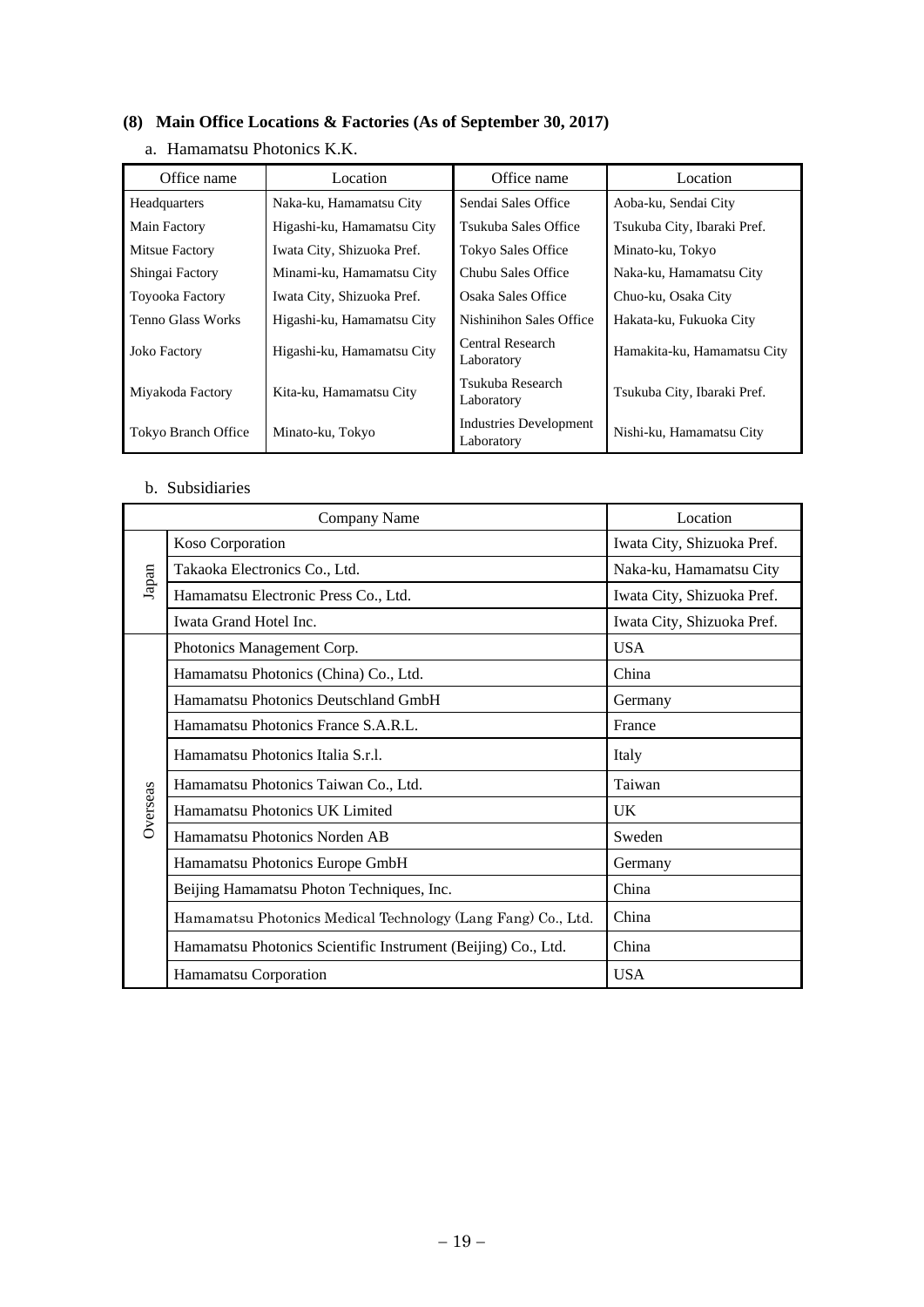### (8) Main Office Locations & Factories (As of September 30, 2017)

a. Hamamatsu Photonics K.K.

| Office name | Location | Office name | Location |
|---|---|---|---|
| Headquarters | Naka-ku, Hamamatsu City | Sendai Sales Office | Aoba-ku, Sendai City |
| Main Factory | Higashi-ku, Hamamatsu City | Tsukuba Sales Office | Tsukuba City, Ibaraki Pref. |
| Mitsue Factory | Iwata City, Shizuoka Pref. | Tokyo Sales Office | Minato-ku, Tokyo |
| Shingai Factory | Minami-ku, Hamamatsu City | Chubu Sales Office | Naka-ku, Hamamatsu City |
| Toyooka Factory | Iwata City, Shizuoka Pref. | Osaka Sales Office | Chuo-ku, Osaka City |
| Tenno Glass Works | Higashi-ku, Hamamatsu City | Nishinihon Sales Office | Hakata-ku, Fukuoka City |
| Joko Factory | Higashi-ku, Hamamatsu City | Central Research Laboratory | Hamakita-ku, Hamamatsu City |
| Miyakoda Factory | Kita-ku, Hamamatsu City | Tsukuba Research Laboratory | Tsukuba City, Ibaraki Pref. |
| Tokyo Branch Office | Minato-ku, Tokyo | Industries Development Laboratory | Nishi-ku, Hamamatsu City |

b. Subsidiaries

| | Company Name | Location |
|---|---|---|
| Japan | Koso Corporation | Iwata City, Shizuoka Pref. |
| | Takaoka Electronics Co., Ltd. | Naka-ku, Hamamatsu City |
| | Hamamatsu Electronic Press Co., Ltd. | Iwata City, Shizuoka Pref. |
| | Iwata Grand Hotel Inc. | Iwata City, Shizuoka Pref. |
| Overseas | Photonics Management Corp. | USA |
| | Hamamatsu Photonics (China) Co., Ltd. | China |
| | Hamamatsu Photonics Deutschland GmbH | Germany |
| | Hamamatsu Photonics France S.A.R.L. | France |
| | Hamamatsu Photonics Italia S.r.l. | Italy |
| | Hamamatsu Photonics Taiwan Co., Ltd. | Taiwan |
| | Hamamatsu Photonics UK Limited | UK |
| | Hamamatsu Photonics Norden AB | Sweden |
| | Hamamatsu Photonics Europe GmbH | Germany |
| | Beijing Hamamatsu Photon Techniques, Inc. | China |
| | Hamamatsu Photonics Medical Technology (Lang Fang) Co., Ltd. | China |
| | Hamamatsu Photonics Scientific Instrument (Beijing) Co., Ltd. | China |
| | Hamamatsu Corporation | USA |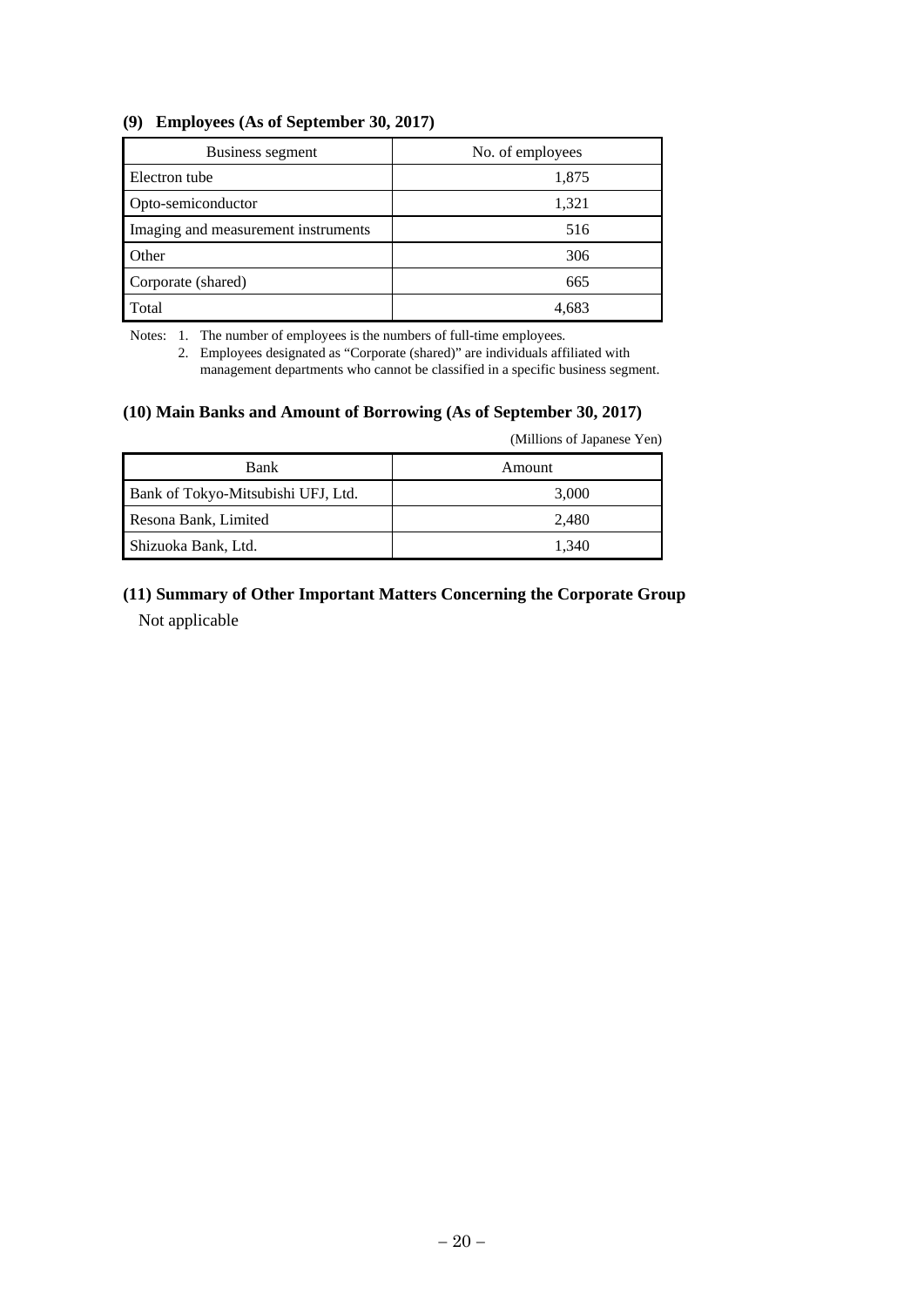### (9) Employees (As of September 30, 2017)

| Business segment | No. of employees |
| --- | --- |
| Electron tube | 1,875 |
| Opto-semiconductor | 1,321 |
| Imaging and measurement instruments | 516 |
| Other | 306 |
| Corporate (shared) | 665 |
| Total | 4,683 |

Notes: 1. The number of employees is the numbers of full-time employees.
2. Employees designated as "Corporate (shared)" are individuals affiliated with management departments who cannot be classified in a specific business segment.

### (10) Main Banks and Amount of Borrowing (As of September 30, 2017)

(Millions of Japanese Yen)

| Bank | Amount |
| --- | --- |
| Bank of Tokyo-Mitsubishi UFJ, Ltd. | 3,000 |
| Resona Bank, Limited | 2,480 |
| Shizuoka Bank, Ltd. | 1,340 |

### (11) Summary of Other Important Matters Concerning the Corporate Group

Not applicable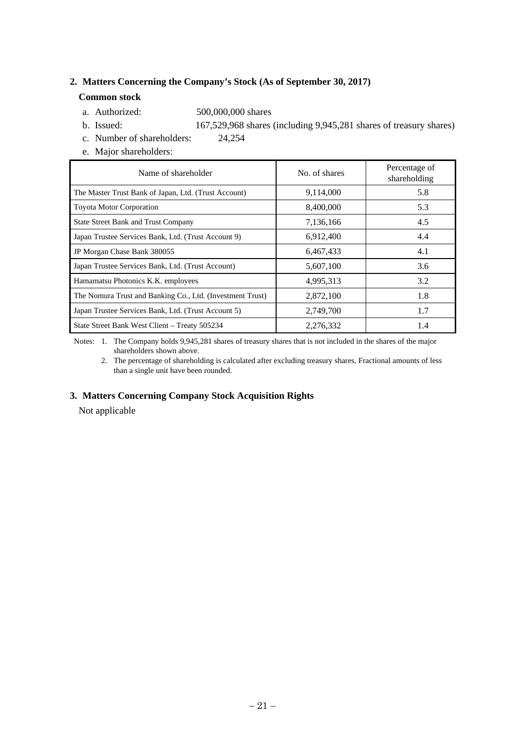## 2. Matters Concerning the Company's Stock (As of September 30, 2017)

### Common stock

a. Authorized: 500,000,000 shares

b. Issued: 167,529,968 shares (including 9,945,281 shares of treasury shares)

c. Number of shareholders: 24,254

e. Major shareholders:

| Name of shareholder | No. of shares | Percentage of shareholding |
|---|---|---|
| The Master Trust Bank of Japan, Ltd. (Trust Account) | 9,114,000 | 5.8 |
| Toyota Motor Corporation | 8,400,000 | 5.3 |
| State Street Bank and Trust Company | 7,136,166 | 4.5 |
| Japan Trustee Services Bank, Ltd. (Trust Account 9) | 6,912,400 | 4.4 |
| JP Morgan Chase Bank 380055 | 6,467,433 | 4.1 |
| Japan Trustee Services Bank, Ltd. (Trust Account) | 5,607,100 | 3.6 |
| Hamamatsu Photonics K.K. employees | 4,995,313 | 3.2 |
| The Nomura Trust and Banking Co., Ltd. (Investment Trust) | 2,872,100 | 1.8 |
| Japan Trustee Services Bank, Ltd. (Trust Account 5) | 2,749,700 | 1.7 |
| State Street Bank West Client – Treaty 505234 | 2,276,332 | 1.4 |

Notes: 1. The Company holds 9,945,281 shares of treasury shares that is not included in the shares of the major shareholders shown above.

2. The percentage of shareholding is calculated after excluding treasury shares. Fractional amounts of less than a single unit have been rounded.

## 3. Matters Concerning Company Stock Acquisition Rights

Not applicable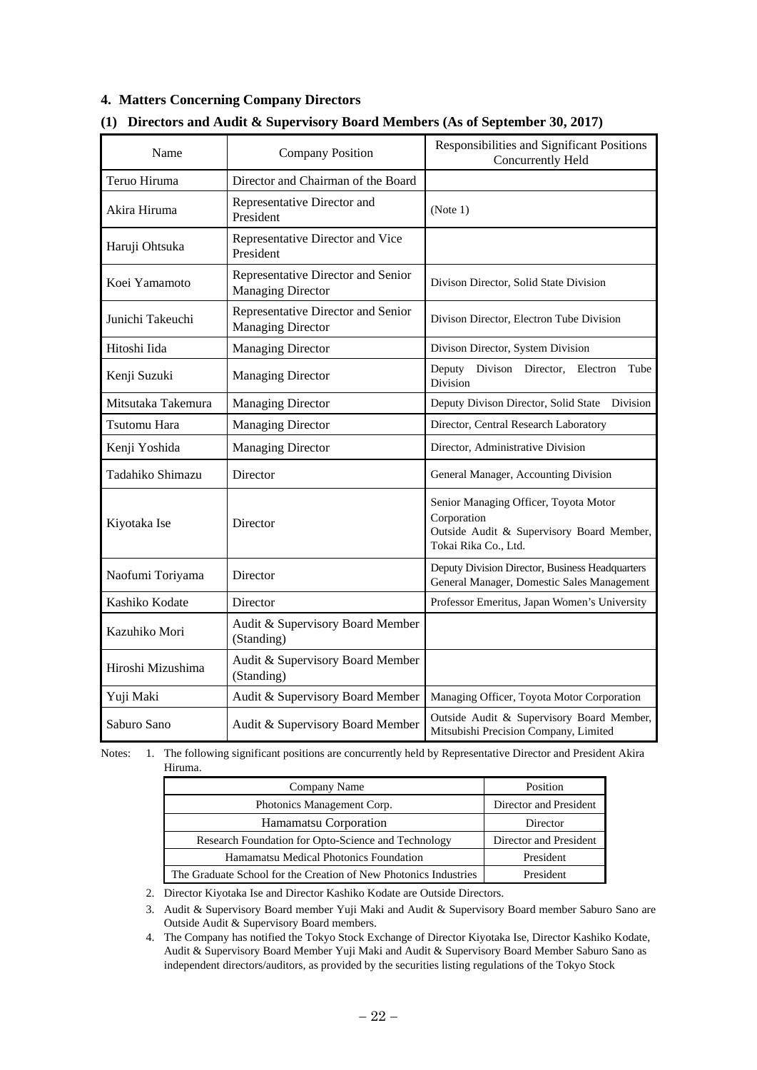## 4. Matters Concerning Company Directors

### (1) Directors and Audit & Supervisory Board Members (As of September 30, 2017)

| Name | Company Position | Responsibilities and Significant Positions Concurrently Held |
|---|---|---|
| Teruo Hiruma | Director and Chairman of the Board | |
| Akira Hiruma | Representative Director and President | (Note 1) |
| Haruji Ohtsuka | Representative Director and Vice President | |
| Koei Yamamoto | Representative Director and Senior Managing Director | Divison Director, Solid State Division |
| Junichi Takeuchi | Representative Director and Senior Managing Director | Divison Director, Electron Tube Division |
| Hitoshi Iida | Managing Director | Divison Director, System Division |
| Kenji Suzuki | Managing Director | Deputy Divison Director, Electron Tube Division |
| Mitsutaka Takemura | Managing Director | Deputy Divison Director, Solid State Division |
| Tsutomu Hara | Managing Director | Director, Central Research Laboratory |
| Kenji Yoshida | Managing Director | Director, Administrative Division |
| Tadahiko Shimazu | Director | General Manager, Accounting Division |
| Kiyotaka Ise | Director | Senior Managing Officer, Toyota Motor Corporation<br>Outside Audit & Supervisory Board Member, Tokai Rika Co., Ltd. |
| Naofumi Toriyama | Director | Deputy Division Director, Business Headquarters<br>General Manager, Domestic Sales Management |
| Kashiko Kodate | Director | Professor Emeritus, Japan Women's University |
| Kazuhiko Mori | Audit & Supervisory Board Member (Standing) | |
| Hiroshi Mizushima | Audit & Supervisory Board Member (Standing) | |
| Yuji Maki | Audit & Supervisory Board Member | Managing Officer, Toyota Motor Corporation |
| Saburo Sano | Audit & Supervisory Board Member | Outside Audit & Supervisory Board Member, Mitsubishi Precision Company, Limited |

Notes:

1. The following significant positions are concurrently held by Representative Director and President Akira Hiruma.

| Company Name | Position |
|---|---|
| Photonics Management Corp. | Director and President |
| Hamamatsu Corporation | Director |
| Research Foundation for Opto-Science and Technology | Director and President |
| Hamamatsu Medical Photonics Foundation | President |
| The Graduate School for the Creation of New Photonics Industries | President |

2. Director Kiyotaka Ise and Director Kashiko Kodate are Outside Directors.
3. Audit & Supervisory Board member Yuji Maki and Audit & Supervisory Board member Saburo Sano are Outside Audit & Supervisory Board members.
4. The Company has notified the Tokyo Stock Exchange of Director Kiyotaka Ise, Director Kashiko Kodate, Audit & Supervisory Board Member Yuji Maki and Audit & Supervisory Board Member Saburo Sano as independent directors/auditors, as provided by the securities listing regulations of the Tokyo Stock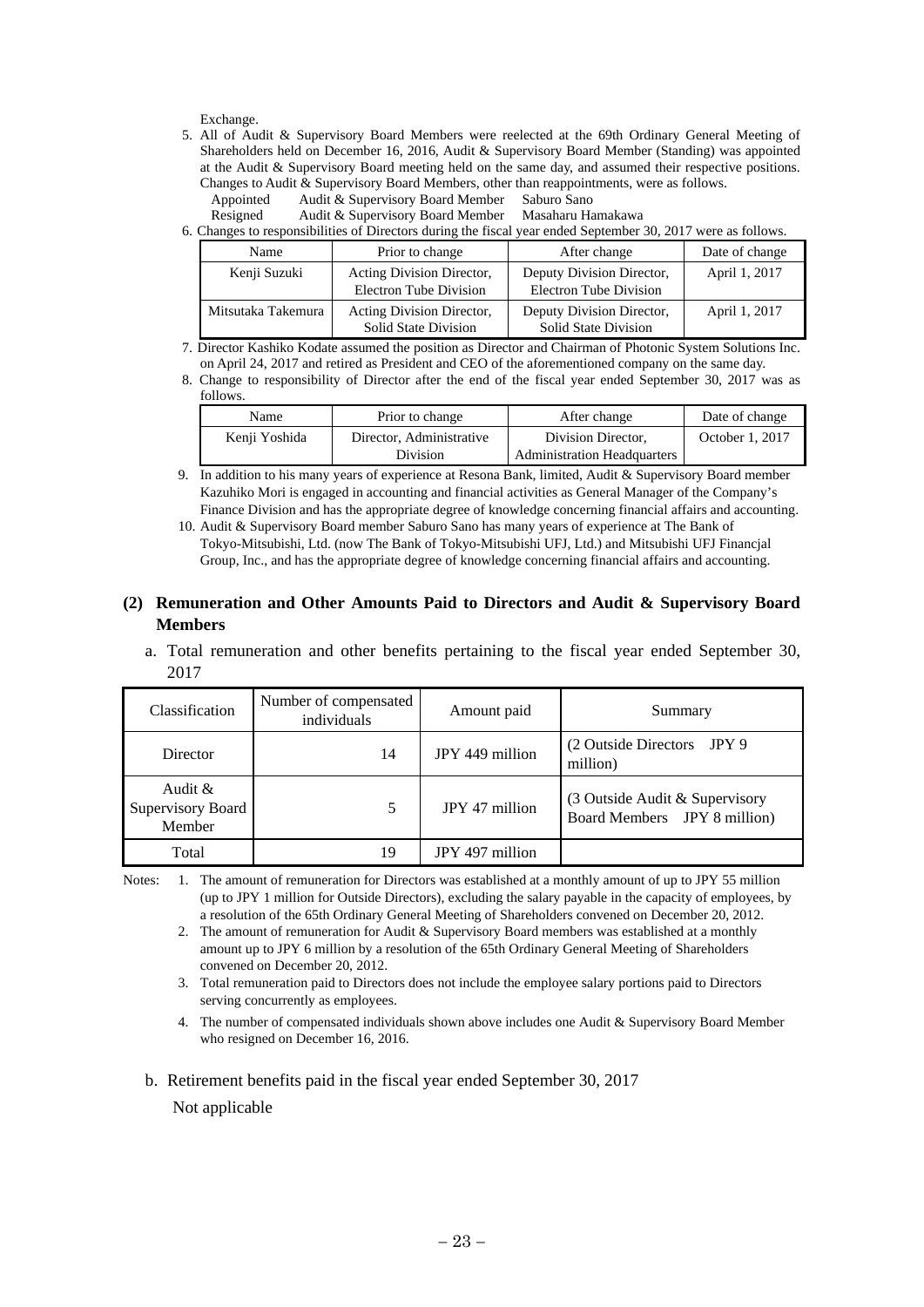Exchange.

5. All of Audit & Supervisory Board Members were reelected at the 69th Ordinary General Meeting of Shareholders held on December 16, 2016, Audit & Supervisory Board Member (Standing) was appointed at the Audit & Supervisory Board meeting held on the same day, and assumed their respective positions. Changes to Audit & Supervisory Board Members, other than reappointments, were as follows.
   Appointed Audit & Supervisory Board Member Saburo Sano
   Resigned Audit & Supervisory Board Member Masaharu Hamakawa
6. Changes to responsibilities of Directors during the fiscal year ended September 30, 2017 were as follows.

| Name | Prior to change | After change | Date of change |
|---|---|---|---|
| Kenji Suzuki | Acting Division Director, Electron Tube Division | Deputy Division Director, Electron Tube Division | April 1, 2017 |
| Mitsutaka Takemura | Acting Division Director, Solid State Division | Deputy Division Director, Solid State Division | April 1, 2017 |

7. Director Kashiko Kodate assumed the position as Director and Chairman of Photonic System Solutions Inc. on April 24, 2017 and retired as President and CEO of the aforementioned company on the same day.
8. Change to responsibility of Director after the end of the fiscal year ended September 30, 2017 was as follows.

| Name | Prior to change | After change | Date of change |
|---|---|---|---|
| Kenji Yoshida | Director, Administrative Division | Division Director, Administration Headquarters | October 1, 2017 |

9. In addition to his many years of experience at Resona Bank, limited, Audit & Supervisory Board member Kazuhiko Mori is engaged in accounting and financial activities as General Manager of the Company's Finance Division and has the appropriate degree of knowledge concerning financial affairs and accounting.
10. Audit & Supervisory Board member Saburo Sano has many years of experience at The Bank of Tokyo-Mitsubishi, Ltd. (now The Bank of Tokyo-Mitsubishi UFJ, Ltd.) and Mitsubishi UFJ Financjal Group, Inc., and has the appropriate degree of knowledge concerning financial affairs and accounting.

## (2) Remuneration and Other Amounts Paid to Directors and Audit & Supervisory Board Members

a. Total remuneration and other benefits pertaining to the fiscal year ended September 30, 2017

| Classification | Number of compensated individuals | Amount paid | Summary |
|---|---|---|---|
| Director | 14 | JPY 449 million | (2 Outside Directors JPY 9 million) |
| Audit & Supervisory Board Member | 5 | JPY 47 million | (3 Outside Audit & Supervisory Board Members JPY 8 million) |
| Total | 19 | JPY 497 million | |

Notes:
1. The amount of remuneration for Directors was established at a monthly amount of up to JPY 55 million (up to JPY 1 million for Outside Directors), excluding the salary payable in the capacity of employees, by a resolution of the 65th Ordinary General Meeting of Shareholders convened on December 20, 2012.
2. The amount of remuneration for Audit & Supervisory Board members was established at a monthly amount up to JPY 6 million by a resolution of the 65th Ordinary General Meeting of Shareholders convened on December 20, 2012.
3. Total remuneration paid to Directors does not include the employee salary portions paid to Directors serving concurrently as employees.
4. The number of compensated individuals shown above includes one Audit & Supervisory Board Member who resigned on December 16, 2016.

b. Retirement benefits paid in the fiscal year ended September 30, 2017

Not applicable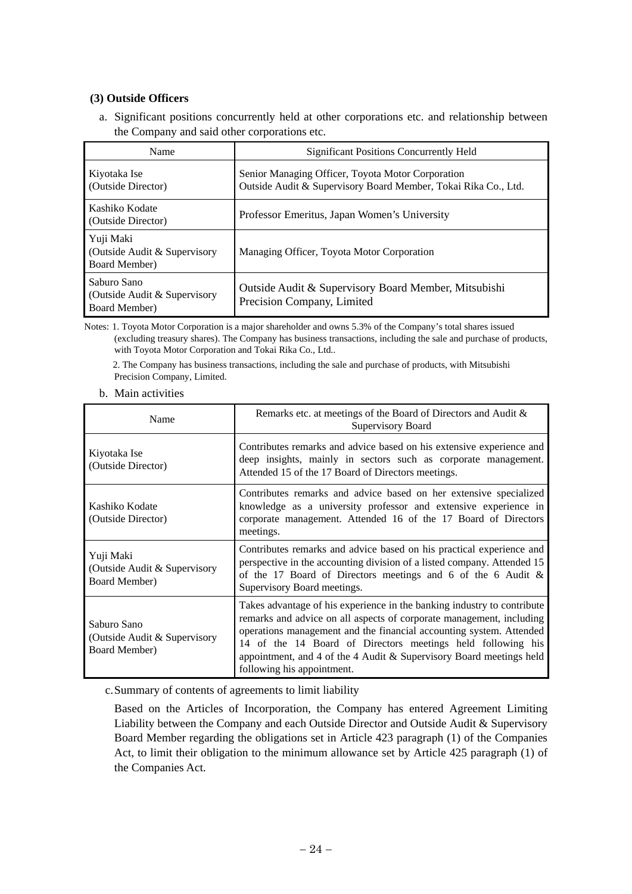### (3) Outside Officers

a. Significant positions concurrently held at other corporations etc. and relationship between the Company and said other corporations etc.

| Name | Significant Positions Concurrently Held |
|---|---|
| Kiyotaka Ise (Outside Director) | Senior Managing Officer, Toyota Motor Corporation<br>Outside Audit & Supervisory Board Member, Tokai Rika Co., Ltd. |
| Kashiko Kodate (Outside Director) | Professor Emeritus, Japan Women's University |
| Yuji Maki (Outside Audit & Supervisory Board Member) | Managing Officer, Toyota Motor Corporation |
| Saburo Sano (Outside Audit & Supervisory Board Member) | Outside Audit & Supervisory Board Member, Mitsubishi Precision Company, Limited |

Notes: 1. Toyota Motor Corporation is a major shareholder and owns 5.3% of the Company's total shares issued (excluding treasury shares). The Company has business transactions, including the sale and purchase of products, with Toyota Motor Corporation and Tokai Rika Co., Ltd..

2. The Company has business transactions, including the sale and purchase of products, with Mitsubishi Precision Company, Limited.

b. Main activities

| Name | Remarks etc. at meetings of the Board of Directors and Audit & Supervisory Board |
|---|---|
| Kiyotaka Ise (Outside Director) | Contributes remarks and advice based on his extensive experience and deep insights, mainly in sectors such as corporate management. Attended 15 of the 17 Board of Directors meetings. |
| Kashiko Kodate (Outside Director) | Contributes remarks and advice based on her extensive specialized knowledge as a university professor and extensive experience in corporate management. Attended 16 of the 17 Board of Directors meetings. |
| Yuji Maki (Outside Audit & Supervisory Board Member) | Contributes remarks and advice based on his practical experience and perspective in the accounting division of a listed company. Attended 15 of the 17 Board of Directors meetings and 6 of the 6 Audit & Supervisory Board meetings. |
| Saburo Sano (Outside Audit & Supervisory Board Member) | Takes advantage of his experience in the banking industry to contribute remarks and advice on all aspects of corporate management, including operations management and the financial accounting system. Attended 14 of the 14 Board of Directors meetings held following his appointment, and 4 of the 4 Audit & Supervisory Board meetings held following his appointment. |

c. Summary of contents of agreements to limit liability

Based on the Articles of Incorporation, the Company has entered Agreement Limiting Liability between the Company and each Outside Director and Outside Audit & Supervisory Board Member regarding the obligations set in Article 423 paragraph (1) of the Companies Act, to limit their obligation to the minimum allowance set by Article 425 paragraph (1) of the Companies Act.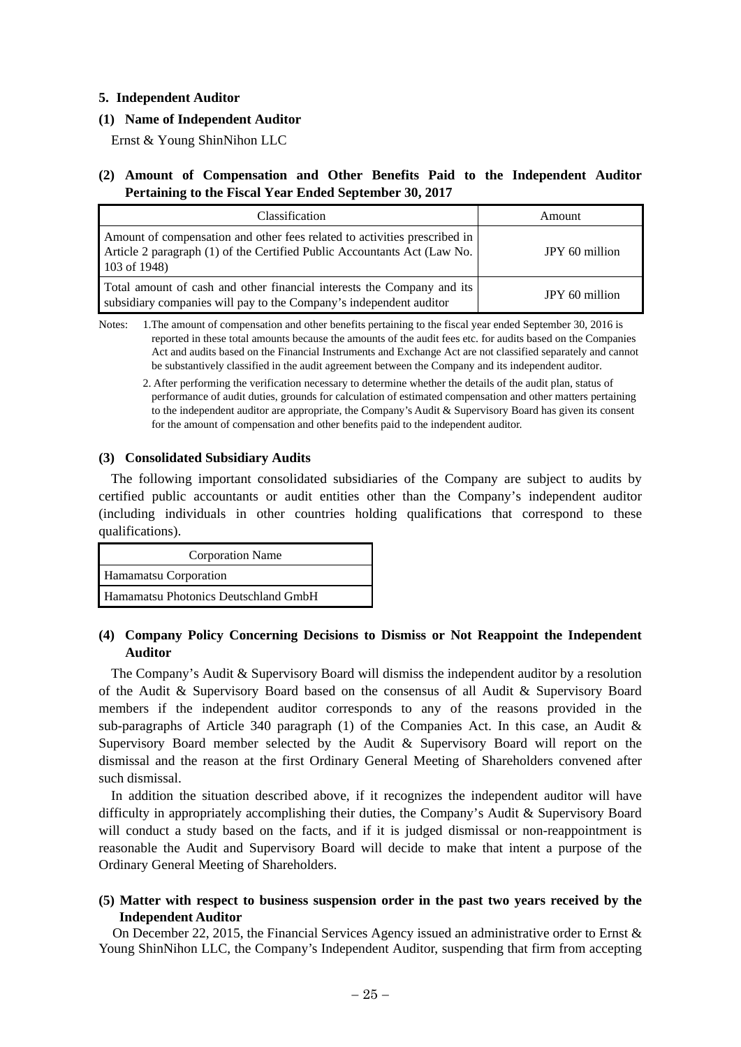## 5. Independent Auditor

### (1) Name of Independent Auditor

Ernst & Young ShinNihon LLC

### (2) Amount of Compensation and Other Benefits Paid to the Independent Auditor Pertaining to the Fiscal Year Ended September 30, 2017

| Classification | Amount |
|---|---|
| Amount of compensation and other fees related to activities prescribed in Article 2 paragraph (1) of the Certified Public Accountants Act (Law No. 103 of 1948) | JPY 60 million |
| Total amount of cash and other financial interests the Company and its subsidiary companies will pay to the Company's independent auditor | JPY 60 million |

Notes: 1.The amount of compensation and other benefits pertaining to the fiscal year ended September 30, 2016 is reported in these total amounts because the amounts of the audit fees etc. for audits based on the Companies Act and audits based on the Financial Instruments and Exchange Act are not classified separately and cannot be substantively classified in the audit agreement between the Company and its independent auditor.

2. After performing the verification necessary to determine whether the details of the audit plan, status of performance of audit duties, grounds for calculation of estimated compensation and other matters pertaining to the independent auditor are appropriate, the Company's Audit & Supervisory Board has given its consent for the amount of compensation and other benefits paid to the independent auditor.

### (3) Consolidated Subsidiary Audits

The following important consolidated subsidiaries of the Company are subject to audits by certified public accountants or audit entities other than the Company's independent auditor (including individuals in other countries holding qualifications that correspond to these qualifications).

| Corporation Name |
|---|
| Hamamatsu Corporation |
| Hamamatsu Photonics Deutschland GmbH |

### (4) Company Policy Concerning Decisions to Dismiss or Not Reappoint the Independent Auditor

The Company's Audit & Supervisory Board will dismiss the independent auditor by a resolution of the Audit & Supervisory Board based on the consensus of all Audit & Supervisory Board members if the independent auditor corresponds to any of the reasons provided in the sub-paragraphs of Article 340 paragraph (1) of the Companies Act. In this case, an Audit & Supervisory Board member selected by the Audit & Supervisory Board will report on the dismissal and the reason at the first Ordinary General Meeting of Shareholders convened after such dismissal.

In addition the situation described above, if it recognizes the independent auditor will have difficulty in appropriately accomplishing their duties, the Company's Audit & Supervisory Board will conduct a study based on the facts, and if it is judged dismissal or non-reappointment is reasonable the Audit and Supervisory Board will decide to make that intent a purpose of the Ordinary General Meeting of Shareholders.

### (5) Matter with respect to business suspension order in the past two years received by the Independent Auditor

On December 22, 2015, the Financial Services Agency issued an administrative order to Ernst & Young ShinNihon LLC, the Company's Independent Auditor, suspending that firm from accepting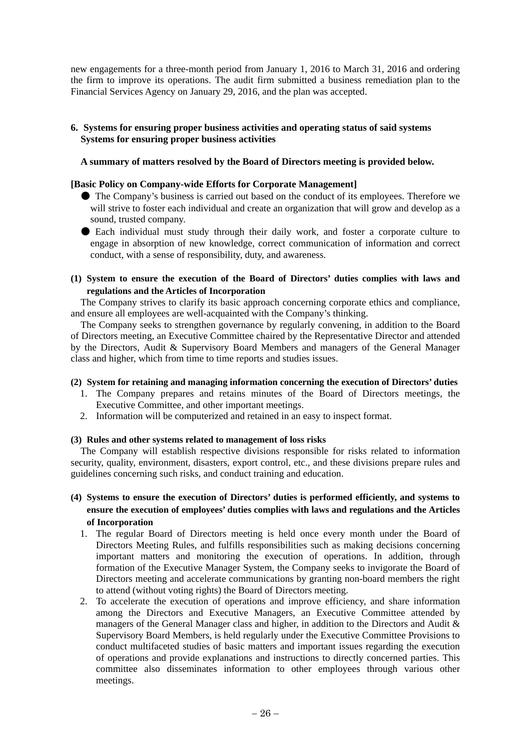new engagements for a three-month period from January 1, 2016 to March 31, 2016 and ordering the firm to improve its operations. The audit firm submitted a business remediation plan to the Financial Services Agency on January 29, 2016, and the plan was accepted.

## 6. Systems for ensuring proper business activities and operating status of said systems
**Systems for ensuring proper business activities**

**A summary of matters resolved by the Board of Directors meeting is provided below.**

**[Basic Policy on Company-wide Efforts for Corporate Management]**

- The Company's business is carried out based on the conduct of its employees. Therefore we will strive to foster each individual and create an organization that will grow and develop as a sound, trusted company.
- Each individual must study through their daily work, and foster a corporate culture to engage in absorption of new knowledge, correct communication of information and correct conduct, with a sense of responsibility, duty, and awareness.

### (1) System to ensure the execution of the Board of Directors' duties complies with laws and regulations and the Articles of Incorporation

The Company strives to clarify its basic approach concerning corporate ethics and compliance, and ensure all employees are well-acquainted with the Company's thinking.

The Company seeks to strengthen governance by regularly convening, in addition to the Board of Directors meeting, an Executive Committee chaired by the Representative Director and attended by the Directors, Audit & Supervisory Board Members and managers of the General Manager class and higher, which from time to time reports and studies issues.

### (2) System for retaining and managing information concerning the execution of Directors' duties

1. The Company prepares and retains minutes of the Board of Directors meetings, the Executive Committee, and other important meetings.
2. Information will be computerized and retained in an easy to inspect format.

### (3) Rules and other systems related to management of loss risks

The Company will establish respective divisions responsible for risks related to information security, quality, environment, disasters, export control, etc., and these divisions prepare rules and guidelines concerning such risks, and conduct training and education.

### (4) Systems to ensure the execution of Directors' duties is performed efficiently, and systems to ensure the execution of employees' duties complies with laws and regulations and the Articles of Incorporation

1. The regular Board of Directors meeting is held once every month under the Board of Directors Meeting Rules, and fulfills responsibilities such as making decisions concerning important matters and monitoring the execution of operations. In addition, through formation of the Executive Manager System, the Company seeks to invigorate the Board of Directors meeting and accelerate communications by granting non-board members the right to attend (without voting rights) the Board of Directors meeting.
2. To accelerate the execution of operations and improve efficiency, and share information among the Directors and Executive Managers, an Executive Committee attended by managers of the General Manager class and higher, in addition to the Directors and Audit & Supervisory Board Members, is held regularly under the Executive Committee Provisions to conduct multifaceted studies of basic matters and important issues regarding the execution of operations and provide explanations and instructions to directly concerned parties. This committee also disseminates information to other employees through various other meetings.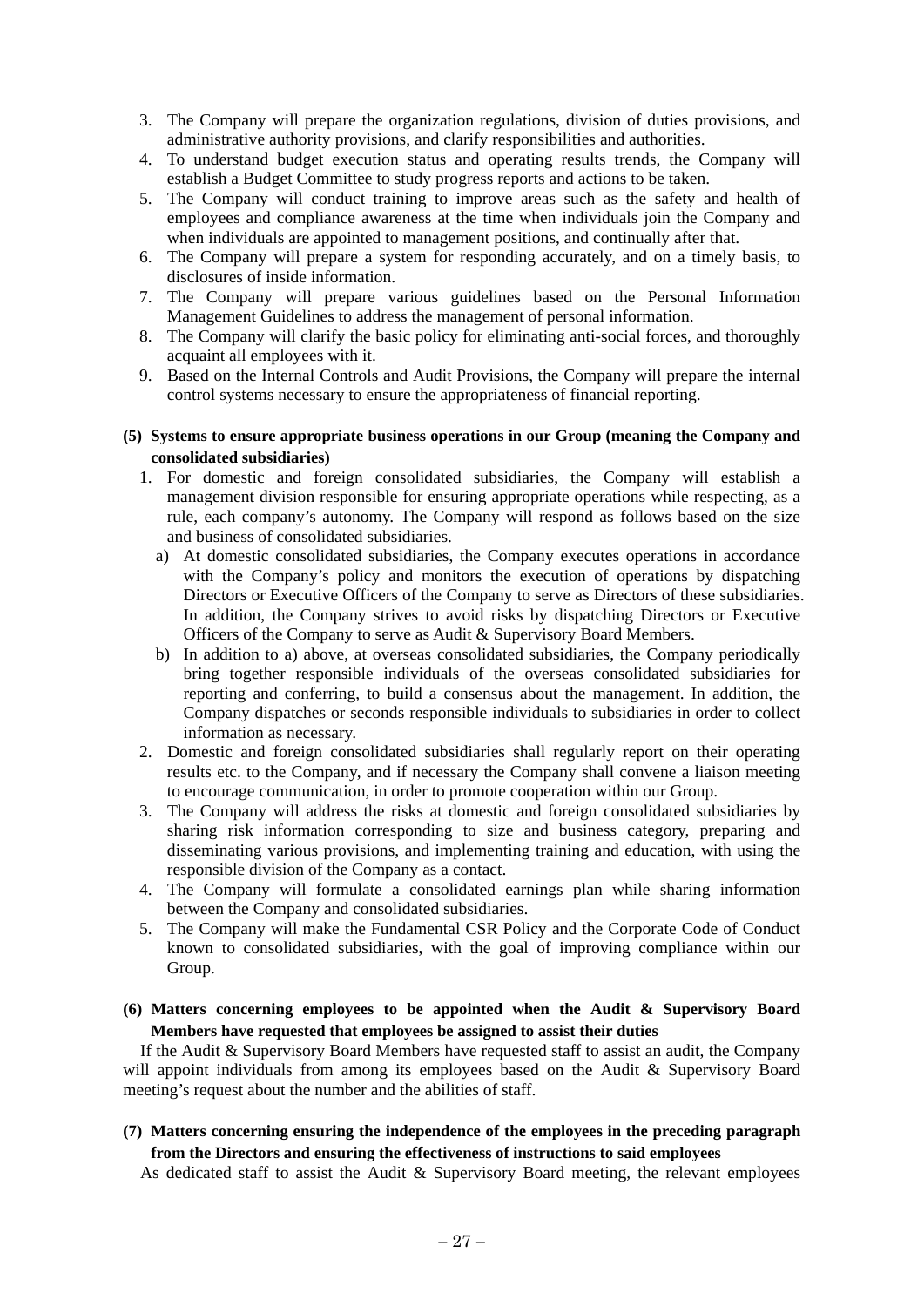3. The Company will prepare the organization regulations, division of duties provisions, and administrative authority provisions, and clarify responsibilities and authorities.
4. To understand budget execution status and operating results trends, the Company will establish a Budget Committee to study progress reports and actions to be taken.
5. The Company will conduct training to improve areas such as the safety and health of employees and compliance awareness at the time when individuals join the Company and when individuals are appointed to management positions, and continually after that.
6. The Company will prepare a system for responding accurately, and on a timely basis, to disclosures of inside information.
7. The Company will prepare various guidelines based on the Personal Information Management Guidelines to address the management of personal information.
8. The Company will clarify the basic policy for eliminating anti-social forces, and thoroughly acquaint all employees with it.
9. Based on the Internal Controls and Audit Provisions, the Company will prepare the internal control systems necessary to ensure the appropriateness of financial reporting.

**(5) Systems to ensure appropriate business operations in our Group (meaning the Company and consolidated subsidiaries)**

1. For domestic and foreign consolidated subsidiaries, the Company will establish a management division responsible for ensuring appropriate operations while respecting, as a rule, each company's autonomy. The Company will respond as follows based on the size and business of consolidated subsidiaries.
   a) At domestic consolidated subsidiaries, the Company executes operations in accordance with the Company's policy and monitors the execution of operations by dispatching Directors or Executive Officers of the Company to serve as Directors of these subsidiaries. In addition, the Company strives to avoid risks by dispatching Directors or Executive Officers of the Company to serve as Audit & Supervisory Board Members.
   b) In addition to a) above, at overseas consolidated subsidiaries, the Company periodically bring together responsible individuals of the overseas consolidated subsidiaries for reporting and conferring, to build a consensus about the management. In addition, the Company dispatches or seconds responsible individuals to subsidiaries in order to collect information as necessary.
2. Domestic and foreign consolidated subsidiaries shall regularly report on their operating results etc. to the Company, and if necessary the Company shall convene a liaison meeting to encourage communication, in order to promote cooperation within our Group.
3. The Company will address the risks at domestic and foreign consolidated subsidiaries by sharing risk information corresponding to size and business category, preparing and disseminating various provisions, and implementing training and education, with using the responsible division of the Company as a contact.
4. The Company will formulate a consolidated earnings plan while sharing information between the Company and consolidated subsidiaries.
5. The Company will make the Fundamental CSR Policy and the Corporate Code of Conduct known to consolidated subsidiaries, with the goal of improving compliance within our Group.

**(6) Matters concerning employees to be appointed when the Audit & Supervisory Board Members have requested that employees be assigned to assist their duties**

If the Audit & Supervisory Board Members have requested staff to assist an audit, the Company will appoint individuals from among its employees based on the Audit & Supervisory Board meeting's request about the number and the abilities of staff.

**(7) Matters concerning ensuring the independence of the employees in the preceding paragraph from the Directors and ensuring the effectiveness of instructions to said employees**

As dedicated staff to assist the Audit & Supervisory Board meeting, the relevant employees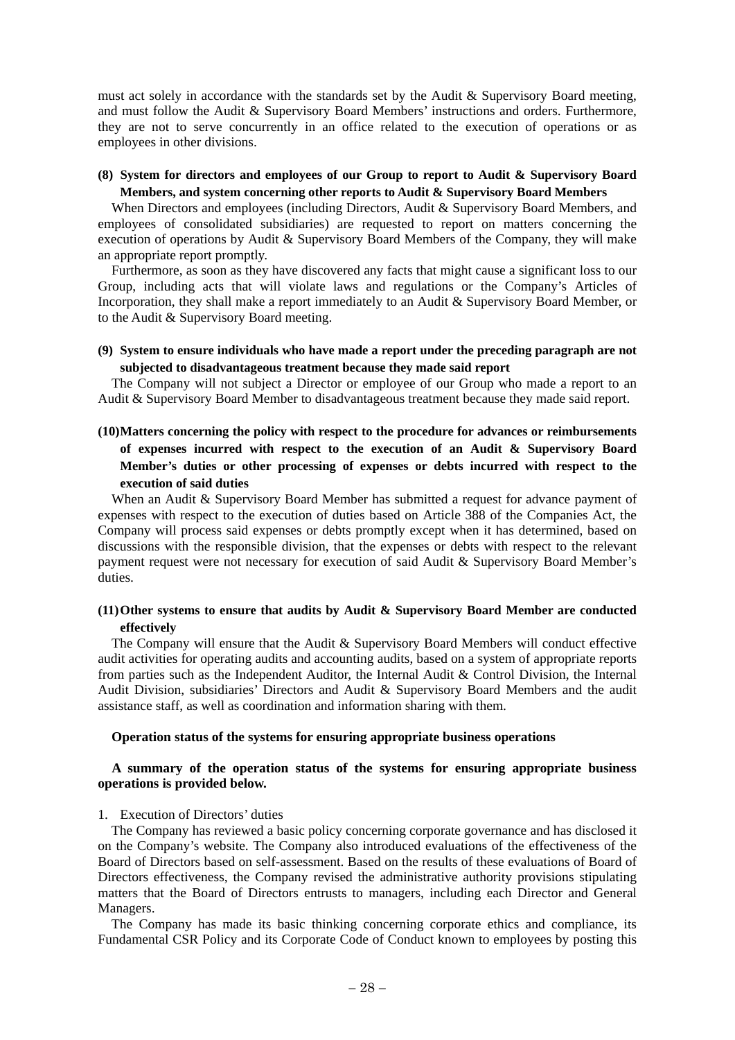must act solely in accordance with the standards set by the Audit & Supervisory Board meeting, and must follow the Audit & Supervisory Board Members' instructions and orders. Furthermore, they are not to serve concurrently in an office related to the execution of operations or as employees in other divisions.

**(8) System for directors and employees of our Group to report to Audit & Supervisory Board Members, and system concerning other reports to Audit & Supervisory Board Members**

When Directors and employees (including Directors, Audit & Supervisory Board Members, and employees of consolidated subsidiaries) are requested to report on matters concerning the execution of operations by Audit & Supervisory Board Members of the Company, they will make an appropriate report promptly.

Furthermore, as soon as they have discovered any facts that might cause a significant loss to our Group, including acts that will violate laws and regulations or the Company's Articles of Incorporation, they shall make a report immediately to an Audit & Supervisory Board Member, or to the Audit & Supervisory Board meeting.

**(9) System to ensure individuals who have made a report under the preceding paragraph are not subjected to disadvantageous treatment because they made said report**

The Company will not subject a Director or employee of our Group who made a report to an Audit & Supervisory Board Member to disadvantageous treatment because they made said report.

**(10) Matters concerning the policy with respect to the procedure for advances or reimbursements of expenses incurred with respect to the execution of an Audit & Supervisory Board Member's duties or other processing of expenses or debts incurred with respect to the execution of said duties**

When an Audit & Supervisory Board Member has submitted a request for advance payment of expenses with respect to the execution of duties based on Article 388 of the Companies Act, the Company will process said expenses or debts promptly except when it has determined, based on discussions with the responsible division, that the expenses or debts with respect to the relevant payment request were not necessary for execution of said Audit & Supervisory Board Member's duties.

**(11) Other systems to ensure that audits by Audit & Supervisory Board Member are conducted effectively**

The Company will ensure that the Audit & Supervisory Board Members will conduct effective audit activities for operating audits and accounting audits, based on a system of appropriate reports from parties such as the Independent Auditor, the Internal Audit & Control Division, the Internal Audit Division, subsidiaries' Directors and Audit & Supervisory Board Members and the audit assistance staff, as well as coordination and information sharing with them.

**Operation status of the systems for ensuring appropriate business operations**

**A summary of the operation status of the systems for ensuring appropriate business operations is provided below.**

1. Execution of Directors' duties

The Company has reviewed a basic policy concerning corporate governance and has disclosed it on the Company's website. The Company also introduced evaluations of the effectiveness of the Board of Directors based on self-assessment. Based on the results of these evaluations of Board of Directors effectiveness, the Company revised the administrative authority provisions stipulating matters that the Board of Directors entrusts to managers, including each Director and General Managers.

The Company has made its basic thinking concerning corporate ethics and compliance, its Fundamental CSR Policy and its Corporate Code of Conduct known to employees by posting this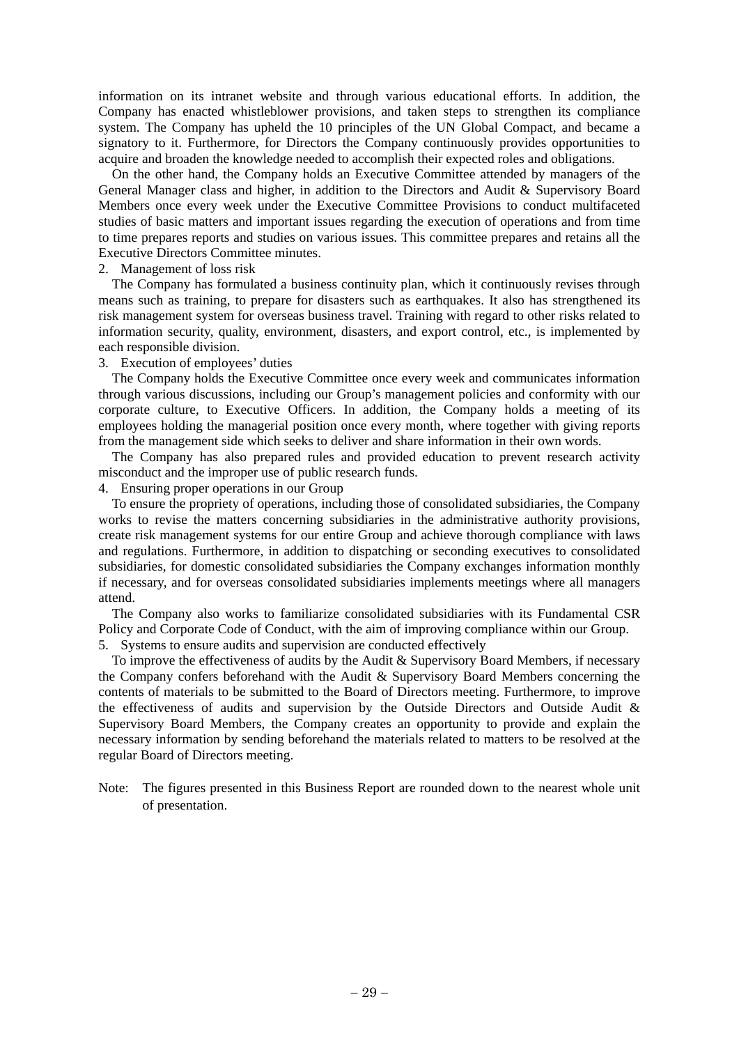information on its intranet website and through various educational efforts. In addition, the Company has enacted whistleblower provisions, and taken steps to strengthen its compliance system. The Company has upheld the 10 principles of the UN Global Compact, and became a signatory to it. Furthermore, for Directors the Company continuously provides opportunities to acquire and broaden the knowledge needed to accomplish their expected roles and obligations.

On the other hand, the Company holds an Executive Committee attended by managers of the General Manager class and higher, in addition to the Directors and Audit & Supervisory Board Members once every week under the Executive Committee Provisions to conduct multifaceted studies of basic matters and important issues regarding the execution of operations and from time to time prepares reports and studies on various issues. This committee prepares and retains all the Executive Directors Committee minutes.

2. Management of loss risk

The Company has formulated a business continuity plan, which it continuously revises through means such as training, to prepare for disasters such as earthquakes. It also has strengthened its risk management system for overseas business travel. Training with regard to other risks related to information security, quality, environment, disasters, and export control, etc., is implemented by each responsible division.

3. Execution of employees' duties

The Company holds the Executive Committee once every week and communicates information through various discussions, including our Group's management policies and conformity with our corporate culture, to Executive Officers. In addition, the Company holds a meeting of its employees holding the managerial position once every month, where together with giving reports from the management side which seeks to deliver and share information in their own words.

The Company has also prepared rules and provided education to prevent research activity misconduct and the improper use of public research funds.

4. Ensuring proper operations in our Group

To ensure the propriety of operations, including those of consolidated subsidiaries, the Company works to revise the matters concerning subsidiaries in the administrative authority provisions, create risk management systems for our entire Group and achieve thorough compliance with laws and regulations. Furthermore, in addition to dispatching or seconding executives to consolidated subsidiaries, for domestic consolidated subsidiaries the Company exchanges information monthly if necessary, and for overseas consolidated subsidiaries implements meetings where all managers attend.

The Company also works to familiarize consolidated subsidiaries with its Fundamental CSR Policy and Corporate Code of Conduct, with the aim of improving compliance within our Group.

5. Systems to ensure audits and supervision are conducted effectively

To improve the effectiveness of audits by the Audit & Supervisory Board Members, if necessary the Company confers beforehand with the Audit & Supervisory Board Members concerning the contents of materials to be submitted to the Board of Directors meeting. Furthermore, to improve the effectiveness of audits and supervision by the Outside Directors and Outside Audit & Supervisory Board Members, the Company creates an opportunity to provide and explain the necessary information by sending beforehand the materials related to matters to be resolved at the regular Board of Directors meeting.

Note: The figures presented in this Business Report are rounded down to the nearest whole unit of presentation.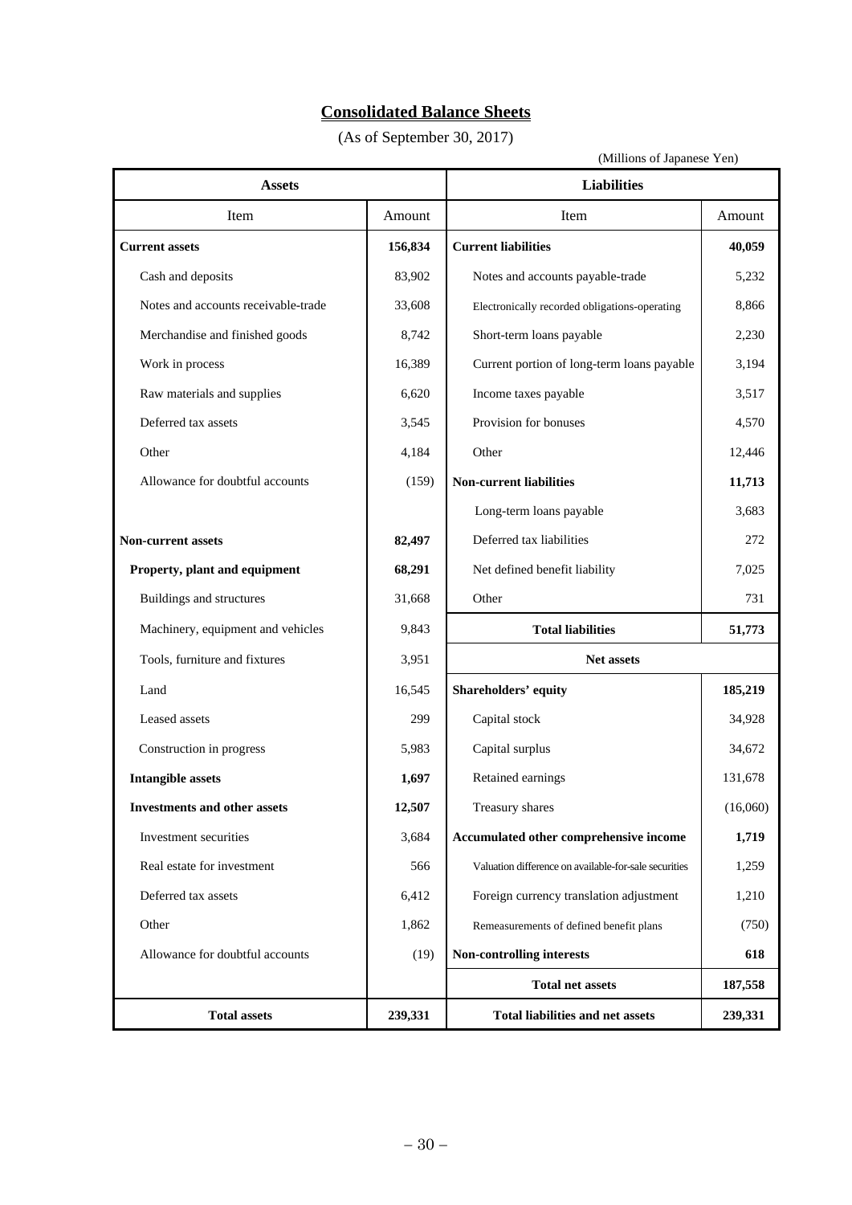# Consolidated Balance Sheets

(As of September 30, 2017)

(Millions of Japanese Yen)

| Assets | | Liabilities | |
|---|---|---|---|
| Item | Amount | Item | Amount |
| **Current assets** | **156,834** | **Current liabilities** | **40,059** |
| Cash and deposits | 83,902 | Notes and accounts payable-trade | 5,232 |
| Notes and accounts receivable-trade | 33,608 | Electronically recorded obligations-operating | 8,866 |
| Merchandise and finished goods | 8,742 | Short-term loans payable | 2,230 |
| Work in process | 16,389 | Current portion of long-term loans payable | 3,194 |
| Raw materials and supplies | 6,620 | Income taxes payable | 3,517 |
| Deferred tax assets | 3,545 | Provision for bonuses | 4,570 |
| Other | 4,184 | Other | 12,446 |
| Allowance for doubtful accounts | (159) | **Non-current liabilities** | **11,713** |
| | | Long-term loans payable | 3,683 |
| **Non-current assets** | **82,497** | Deferred tax liabilities | 272 |
| **Property, plant and equipment** | **68,291** | Net defined benefit liability | 7,025 |
| Buildings and structures | 31,668 | Other | 731 |
| Machinery, equipment and vehicles | 9,843 | **Total liabilities** | **51,773** |
| Tools, furniture and fixtures | 3,951 | **Net assets** | |
| Land | 16,545 | **Shareholders' equity** | **185,219** |
| Leased assets | 299 | Capital stock | 34,928 |
| Construction in progress | 5,983 | Capital surplus | 34,672 |
| **Intangible assets** | **1,697** | Retained earnings | 131,678 |
| **Investments and other assets** | **12,507** | Treasury shares | (16,060) |
| Investment securities | 3,684 | **Accumulated other comprehensive income** | **1,719** |
| Real estate for investment | 566 | Valuation difference on available-for-sale securities | 1,259 |
| Deferred tax assets | 6,412 | Foreign currency translation adjustment | 1,210 |
| Other | 1,862 | Remeasurements of defined benefit plans | (750) |
| Allowance for doubtful accounts | (19) | **Non-controlling interests** | **618** |
| | | **Total net assets** | **187,558** |
| **Total assets** | **239,331** | **Total liabilities and net assets** | **239,331** |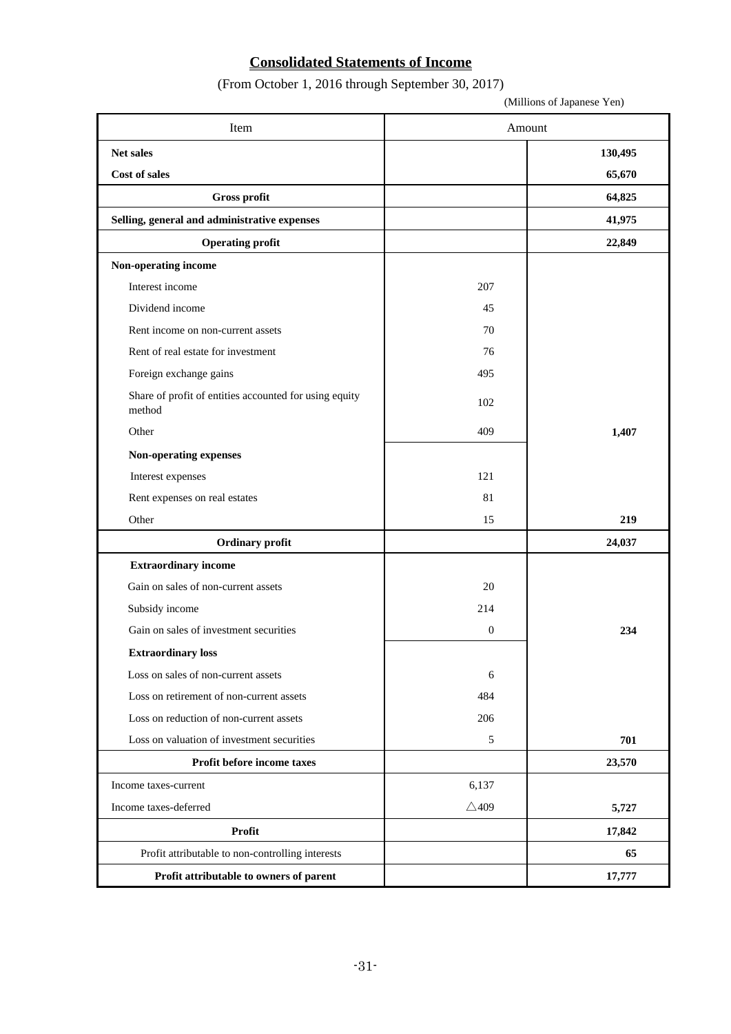# Consolidated Statements of Income

(From October 1, 2016 through September 30, 2017)

(Millions of Japanese Yen)

| Item | Amount | |
|---|---|---|
| **Net sales** | | **130,495** |
| **Cost of sales** | | **65,670** |
| **Gross profit** | | **64,825** |
| **Selling, general and administrative expenses** | | **41,975** |
| **Operating profit** | | **22,849** |
| **Non-operating income** | | |
| Interest income | 207 | |
| Dividend income | 45 | |
| Rent income on non-current assets | 70 | |
| Rent of real estate for investment | 76 | |
| Foreign exchange gains | 495 | |
| Share of profit of entities accounted for using equity method | 102 | |
| Other | 409 | **1,407** |
| **Non-operating expenses** | | |
| Interest expenses | 121 | |
| Rent expenses on real estates | 81 | |
| Other | 15 | **219** |
| **Ordinary profit** | | **24,037** |
| **Extraordinary income** | | |
| Gain on sales of non-current assets | 20 | |
| Subsidy income | 214 | |
| Gain on sales of investment securities | 0 | **234** |
| **Extraordinary loss** | | |
| Loss on sales of non-current assets | 6 | |
| Loss on retirement of non-current assets | 484 | |
| Loss on reduction of non-current assets | 206 | |
| Loss on valuation of investment securities | 5 | **701** |
| **Profit before income taxes** | | **23,570** |
| Income taxes-current | 6,137 | |
| Income taxes-deferred | △409 | **5,727** |
| **Profit** | | **17,842** |
| Profit attributable to non-controlling interests | | **65** |
| **Profit attributable to owners of parent** | | **17,777** |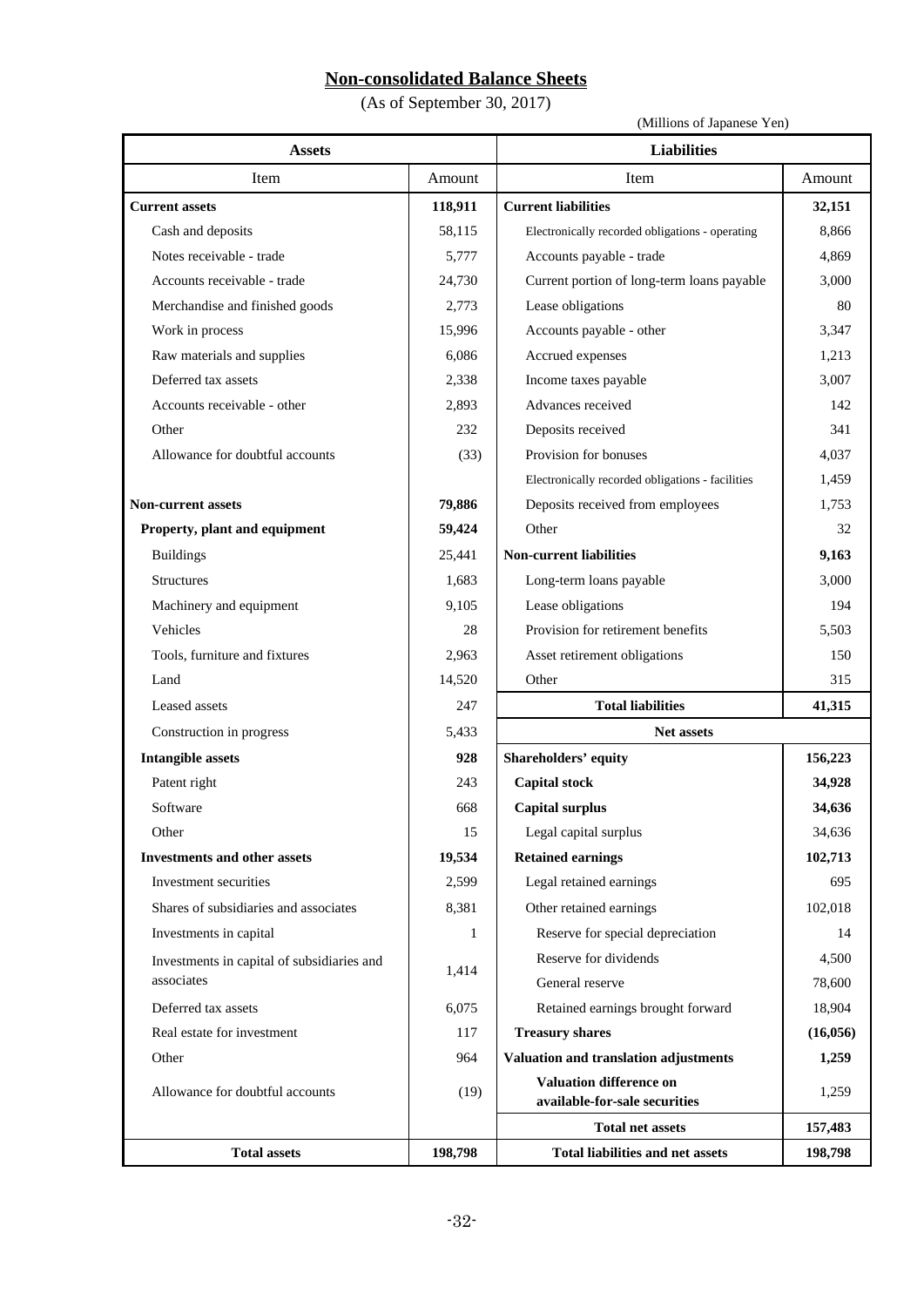## Non-consolidated Balance Sheets

(As of September 30, 2017)

(Millions of Japanese Yen)

| Assets | | Liabilities | |
|---|---|---|---|
| Item | Amount | Item | Amount |
| **Current assets** | **118,911** | **Current liabilities** | **32,151** |
| Cash and deposits | 58,115 | Electronically recorded obligations - operating | 8,866 |
| Notes receivable - trade | 5,777 | Accounts payable - trade | 4,869 |
| Accounts receivable - trade | 24,730 | Current portion of long-term loans payable | 3,000 |
| Merchandise and finished goods | 2,773 | Lease obligations | 80 |
| Work in process | 15,996 | Accounts payable - other | 3,347 |
| Raw materials and supplies | 6,086 | Accrued expenses | 1,213 |
| Deferred tax assets | 2,338 | Income taxes payable | 3,007 |
| Accounts receivable - other | 2,893 | Advances received | 142 |
| Other | 232 | Deposits received | 341 |
| Allowance for doubtful accounts | (33) | Provision for bonuses | 4,037 |
| | | Electronically recorded obligations - facilities | 1,459 |
| **Non-current assets** | **79,886** | Deposits received from employees | 1,753 |
| **Property, plant and equipment** | **59,424** | Other | 32 |
| Buildings | 25,441 | **Non-current liabilities** | **9,163** |
| Structures | 1,683 | Long-term loans payable | 3,000 |
| Machinery and equipment | 9,105 | Lease obligations | 194 |
| Vehicles | 28 | Provision for retirement benefits | 5,503 |
| Tools, furniture and fixtures | 2,963 | Asset retirement obligations | 150 |
| Land | 14,520 | Other | 315 |
| Leased assets | 247 | **Total liabilities** | **41,315** |
| Construction in progress | 5,433 | **Net assets** | |
| **Intangible assets** | **928** | **Shareholders' equity** | **156,223** |
| Patent right | 243 | **Capital stock** | **34,928** |
| Software | 668 | **Capital surplus** | **34,636** |
| Other | 15 | Legal capital surplus | 34,636 |
| **Investments and other assets** | **19,534** | **Retained earnings** | **102,713** |
| Investment securities | 2,599 | Legal retained earnings | 695 |
| Shares of subsidiaries and associates | 8,381 | Other retained earnings | 102,018 |
| Investments in capital | 1 | Reserve for special depreciation | 14 |
| Investments in capital of subsidiaries and associates | 1,414 | Reserve for dividends | 4,500 |
| | | General reserve | 78,600 |
| Deferred tax assets | 6,075 | Retained earnings brought forward | 18,904 |
| Real estate for investment | 117 | **Treasury shares** | **(16,056)** |
| Other | 964 | **Valuation and translation adjustments** | **1,259** |
| Allowance for doubtful accounts | (19) | **Valuation difference on available-for-sale securities** | 1,259 |
| | | **Total net assets** | **157,483** |
| **Total assets** | **198,798** | **Total liabilities and net assets** | **198,798** |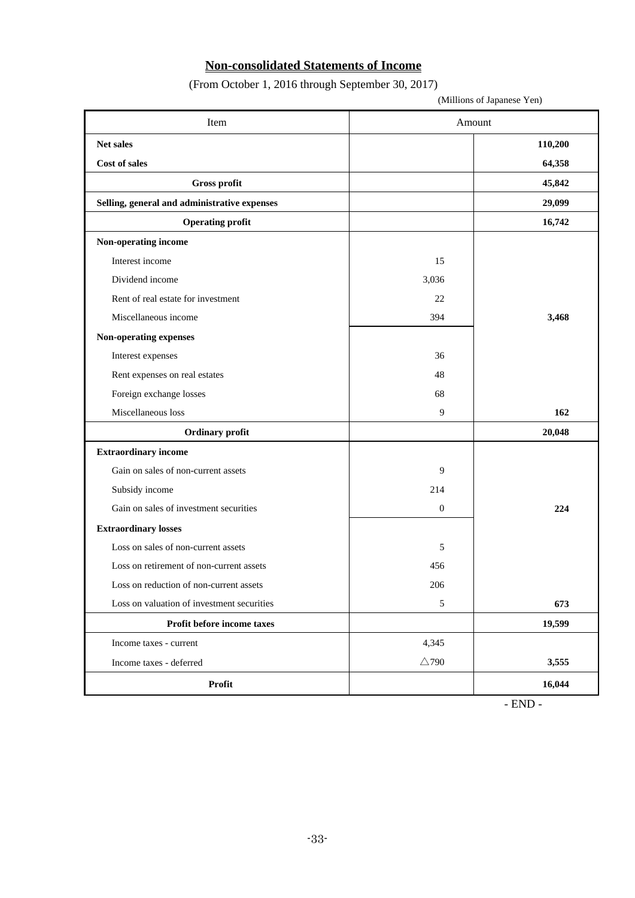## Non-consolidated Statements of Income

(From October 1, 2016 through September 30, 2017)

(Millions of Japanese Yen)

| Item | Amount | |
|---|---|---|
| **Net sales** | | **110,200** |
| **Cost of sales** | | **64,358** |
| **Gross profit** | | **45,842** |
| **Selling, general and administrative expenses** | | **29,099** |
| **Operating profit** | | **16,742** |
| **Non-operating income** | | |
| Interest income | 15 | |
| Dividend income | 3,036 | |
| Rent of real estate for investment | 22 | |
| Miscellaneous income | 394 | **3,468** |
| **Non-operating expenses** | | |
| Interest expenses | 36 | |
| Rent expenses on real estates | 48 | |
| Foreign exchange losses | 68 | |
| Miscellaneous loss | 9 | **162** |
| **Ordinary profit** | | **20,048** |
| **Extraordinary income** | | |
| Gain on sales of non-current assets | 9 | |
| Subsidy income | 214 | |
| Gain on sales of investment securities | 0 | **224** |
| **Extraordinary losses** | | |
| Loss on sales of non-current assets | 5 | |
| Loss on retirement of non-current assets | 456 | |
| Loss on reduction of non-current assets | 206 | |
| Loss on valuation of investment securities | 5 | **673** |
| **Profit before income taxes** | | **19,599** |
| Income taxes - current | 4,345 | |
| Income taxes - deferred | △790 | **3,555** |
| **Profit** | | **16,044** |

- END -